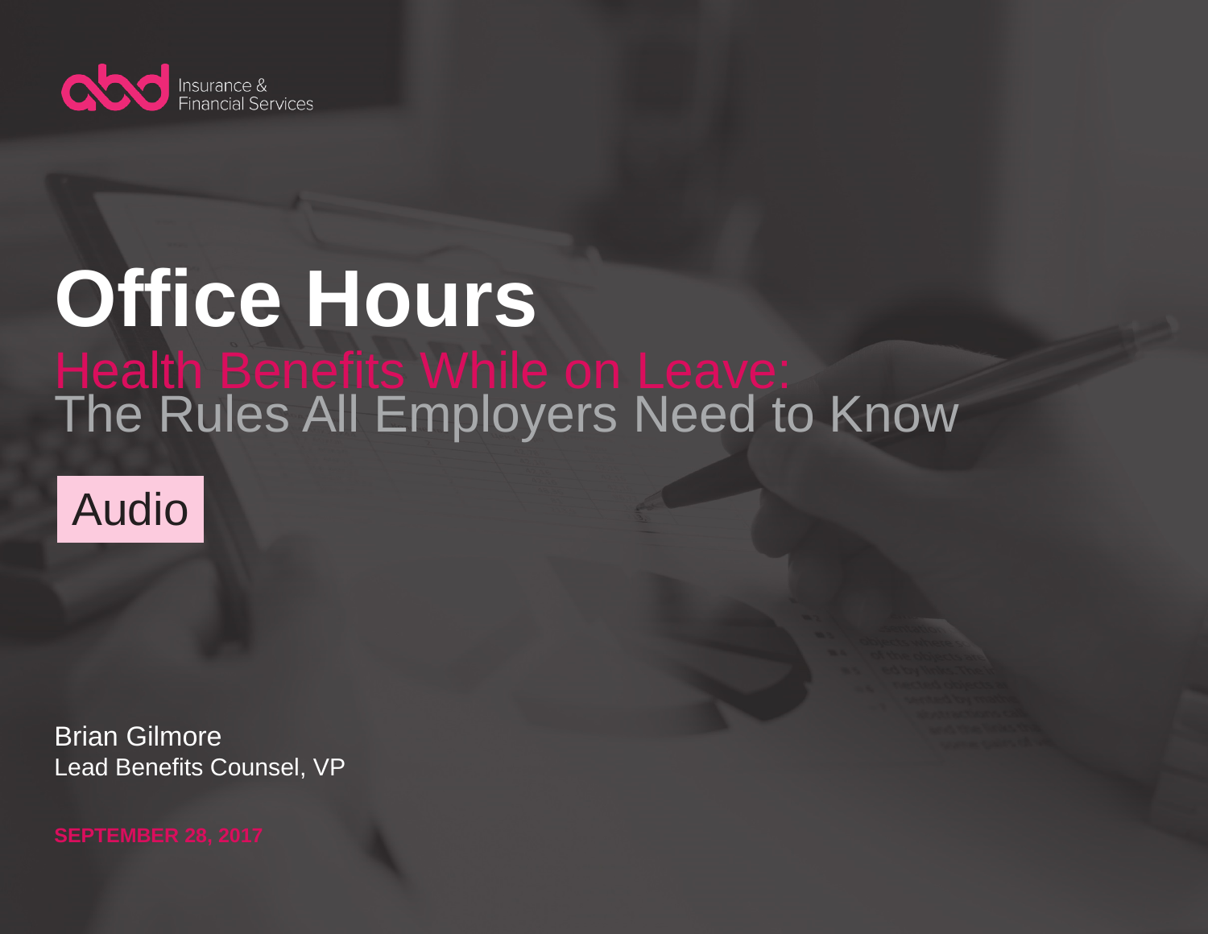abd Insurance & Financial Services

# Office Hours

## Health Benefits While on Leave: The Rules All Employers Need to Know

Audio

Brian Gilmore
Lead Benefits Counsel, VP

**SEPTEMBER 28, 2017**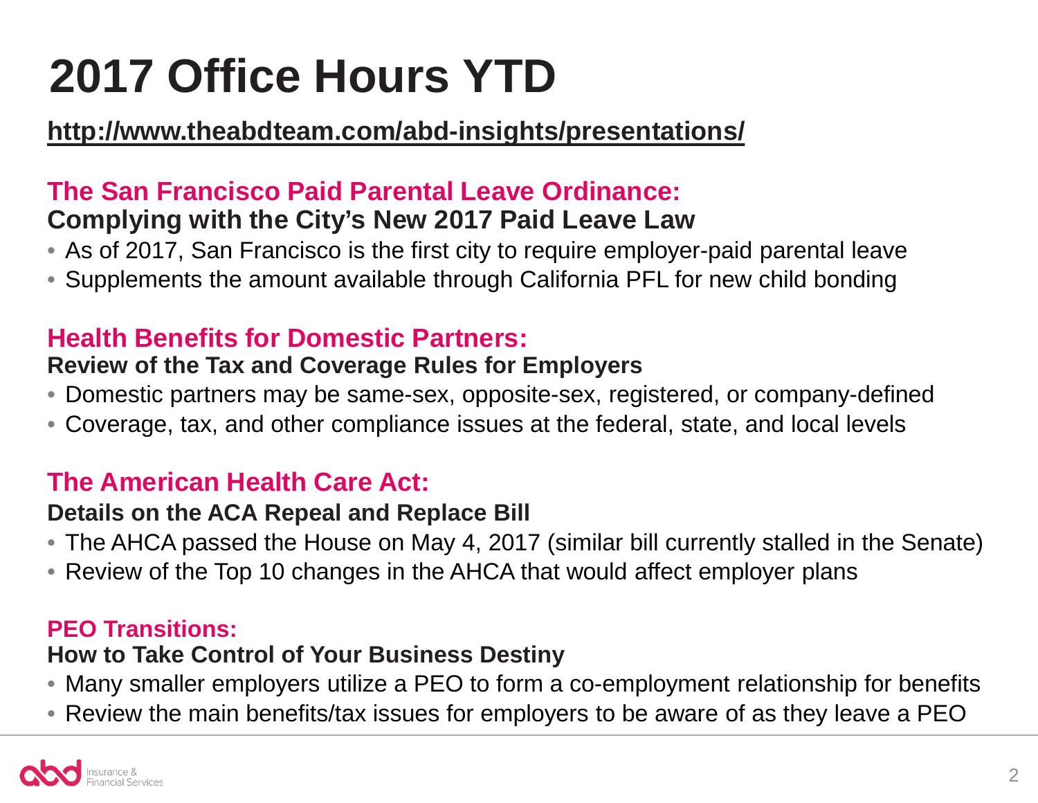# 2017 Office Hours YTD

**http://www.theabdteam.com/abd-insights/presentations/**

## The San Francisco Paid Parental Leave Ordinance:

**Complying with the City's New 2017 Paid Leave Law**

- As of 2017, San Francisco is the first city to require employer-paid parental leave
- Supplements the amount available through California PFL for new child bonding

## Health Benefits for Domestic Partners:

**Review of the Tax and Coverage Rules for Employers**

- Domestic partners may be same-sex, opposite-sex, registered, or company-defined
- Coverage, tax, and other compliance issues at the federal, state, and local levels

## The American Health Care Act:

**Details on the ACA Repeal and Replace Bill**

- The AHCA passed the House on May 4, 2017 (similar bill currently stalled in the Senate)
- Review of the Top 10 changes in the AHCA that would affect employer plans

## PEO Transitions:

**How to Take Control of Your Business Destiny**

- Many smaller employers utilize a PEO to form a co-employment relationship for benefits
- Review the main benefits/tax issues for employers to be aware of as they leave a PEO

abd Insurance & Financial Services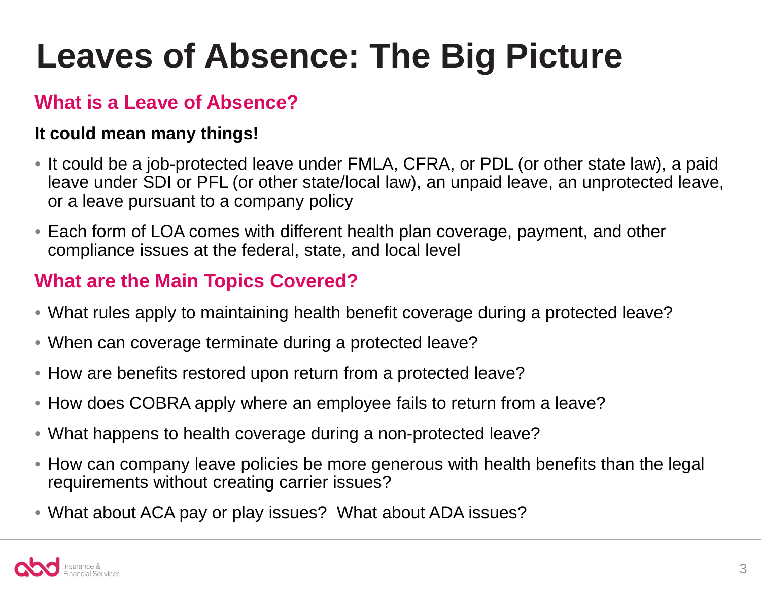# Leaves of Absence: The Big Picture

## What is a Leave of Absence?

**It could mean many things!**

- It could be a job-protected leave under FMLA, CFRA, or PDL (or other state law), a paid leave under SDI or PFL (or other state/local law), an unpaid leave, an unprotected leave, or a leave pursuant to a company policy
- Each form of LOA comes with different health plan coverage, payment, and other compliance issues at the federal, state, and local level

## What are the Main Topics Covered?

- What rules apply to maintaining health benefit coverage during a protected leave?
- When can coverage terminate during a protected leave?
- How are benefits restored upon return from a protected leave?
- How does COBRA apply where an employee fails to return from a leave?
- What happens to health coverage during a non-protected leave?
- How can company leave policies be more generous with health benefits than the legal requirements without creating carrier issues?
- What about ACA pay or play issues? What about ADA issues?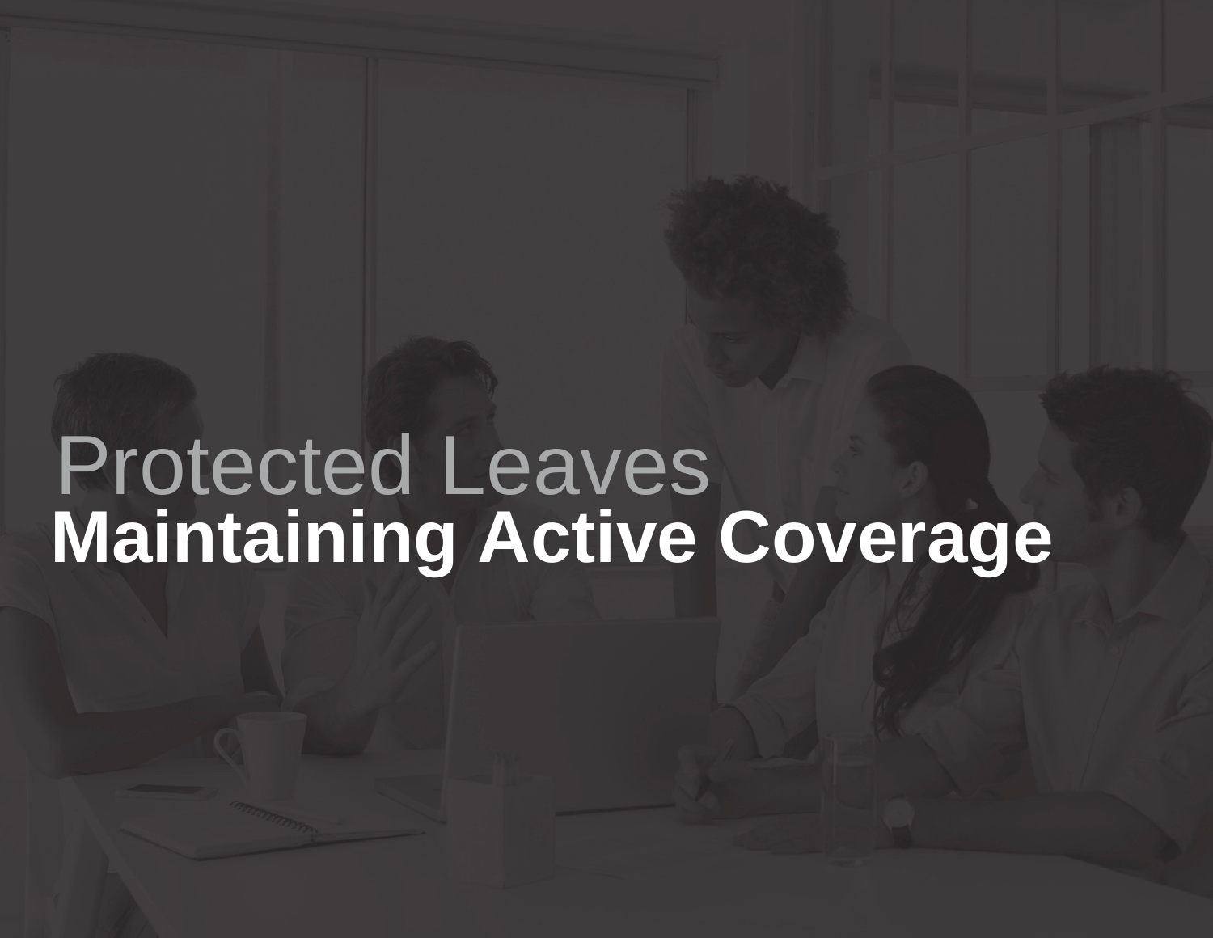# Protected Leaves

## Maintaining Active Coverage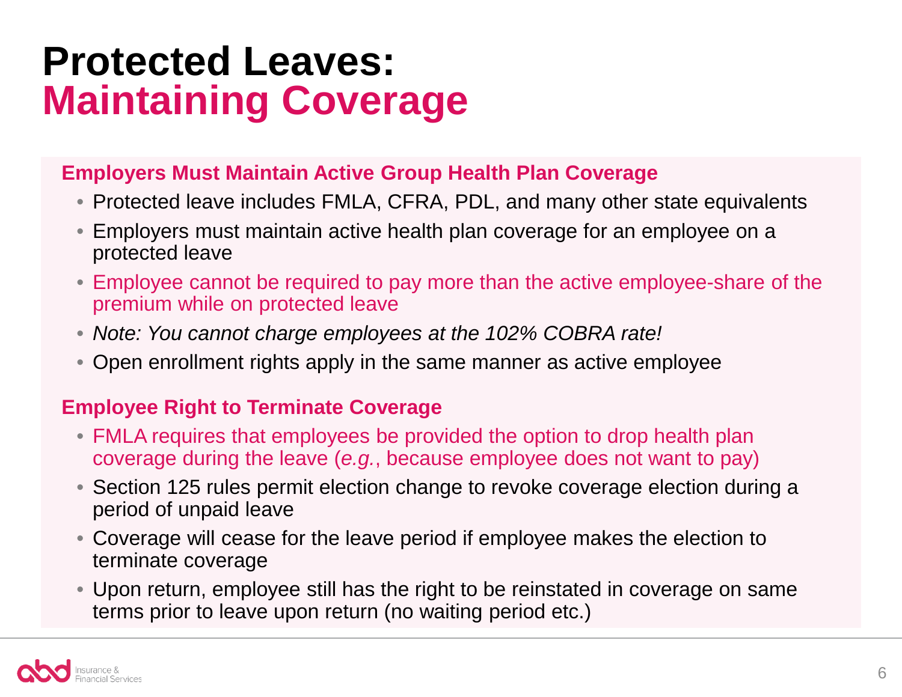# Protected Leaves: Maintaining Coverage

## Employers Must Maintain Active Group Health Plan Coverage

- Protected leave includes FMLA, CFRA, PDL, and many other state equivalents
- Employers must maintain active health plan coverage for an employee on a protected leave
- Employee cannot be required to pay more than the active employee-share of the premium while on protected leave
- *Note: You cannot charge employees at the 102% COBRA rate!*
- Open enrollment rights apply in the same manner as active employee

## Employee Right to Terminate Coverage

- FMLA requires that employees be provided the option to drop health plan coverage during the leave (*e.g.*, because employee does not want to pay)
- Section 125 rules permit election change to revoke coverage election during a period of unpaid leave
- Coverage will cease for the leave period if employee makes the election to terminate coverage
- Upon return, employee still has the right to be reinstated in coverage on same terms prior to leave upon return (no waiting period etc.)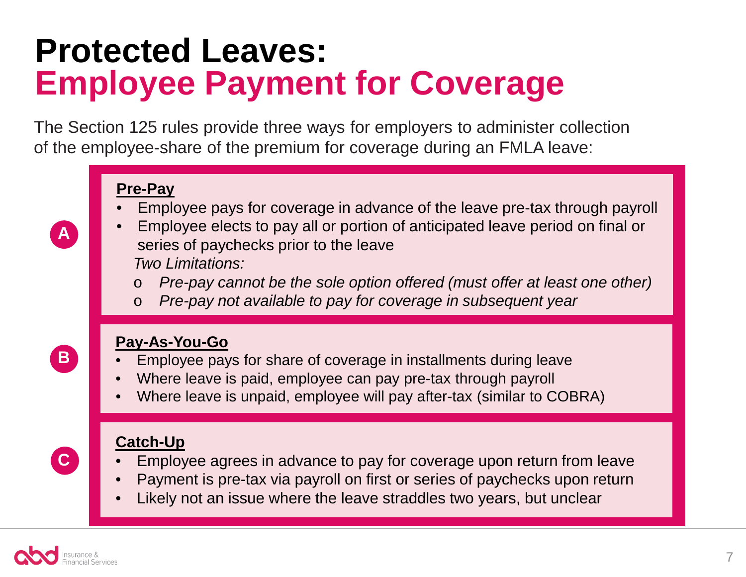# Protected Leaves:
## Employee Payment for Coverage

The Section 125 rules provide three ways for employers to administer collection of the employee-share of the premium for coverage during an FMLA leave:

**A**

**Pre-Pay**

- Employee pays for coverage in advance of the leave pre-tax through payroll
- Employee elects to pay all or portion of anticipated leave period on final or series of paychecks prior to the leave

*Two Limitations:*

- *Pre-pay cannot be the sole option offered (must offer at least one other)*
- *Pre-pay not available to pay for coverage in subsequent year*

**B**

**Pay-As-You-Go**

- Employee pays for share of coverage in installments during leave
- Where leave is paid, employee can pay pre-tax through payroll
- Where leave is unpaid, employee will pay after-tax (similar to COBRA)

**C**

**Catch-Up**

- Employee agrees in advance to pay for coverage upon return from leave
- Payment is pre-tax via payroll on first or series of paychecks upon return
- Likely not an issue where the leave straddles two years, but unclear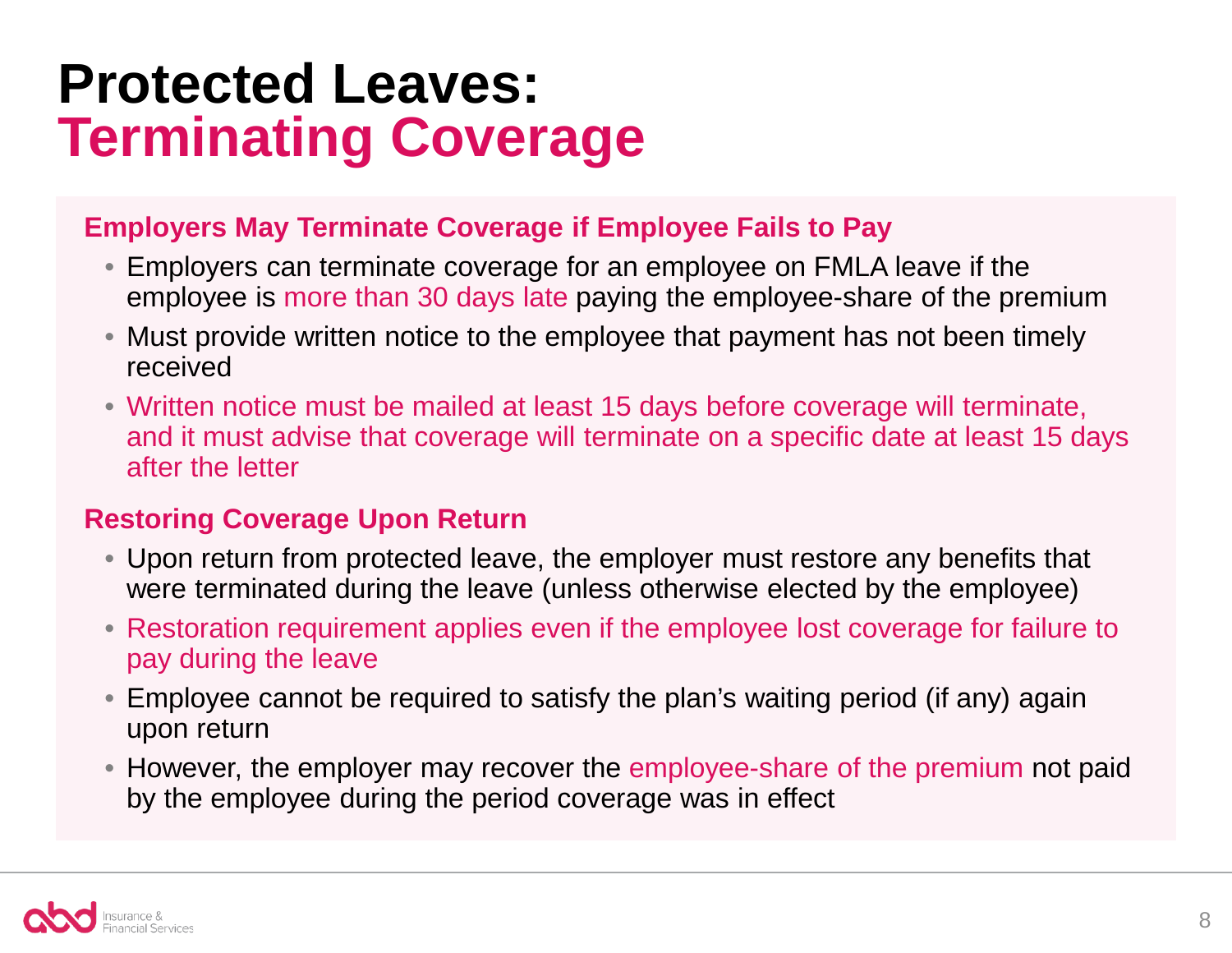# Protected Leaves: Terminating Coverage

### Employers May Terminate Coverage if Employee Fails to Pay

- Employers can terminate coverage for an employee on FMLA leave if the employee is more than 30 days late paying the employee-share of the premium
- Must provide written notice to the employee that payment has not been timely received
- Written notice must be mailed at least 15 days before coverage will terminate, and it must advise that coverage will terminate on a specific date at least 15 days after the letter

### Restoring Coverage Upon Return

- Upon return from protected leave, the employer must restore any benefits that were terminated during the leave (unless otherwise elected by the employee)
- Restoration requirement applies even if the employee lost coverage for failure to pay during the leave
- Employee cannot be required to satisfy the plan's waiting period (if any) again upon return
- However, the employer may recover the employee-share of the premium not paid by the employee during the period coverage was in effect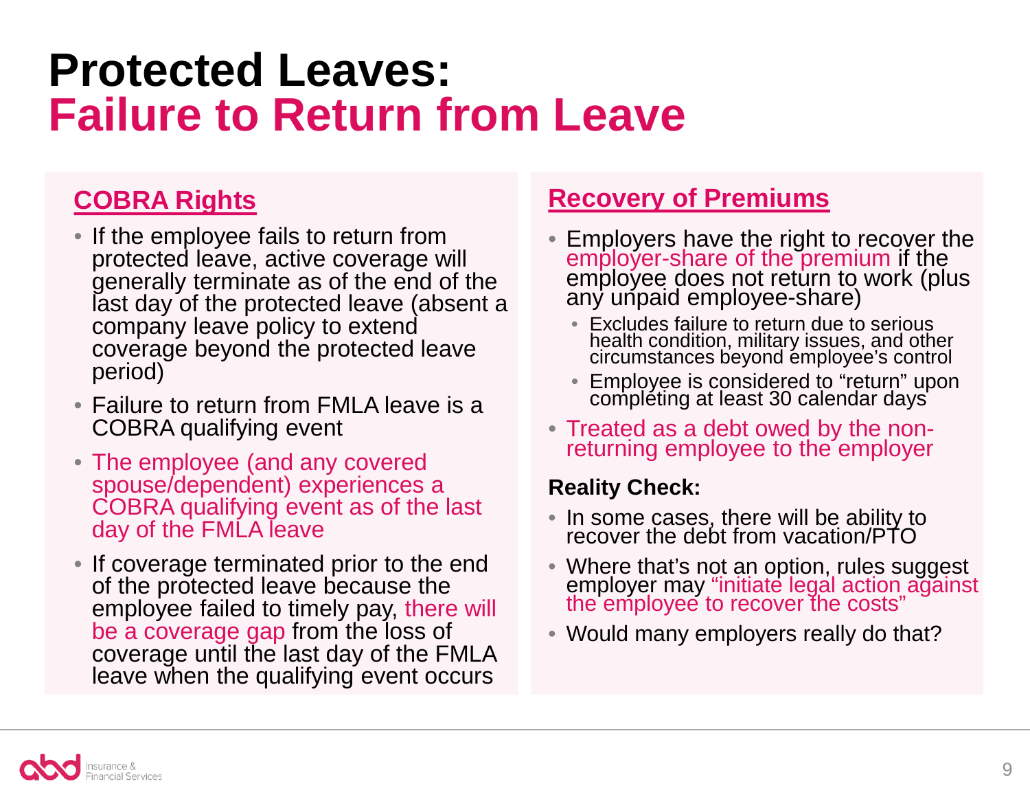# Protected Leaves: Failure to Return from Leave

## COBRA Rights

- If the employee fails to return from protected leave, active coverage will generally terminate as of the end of the last day of the protected leave (absent a company leave policy to extend coverage beyond the protected leave period)
- Failure to return from FMLA leave is a COBRA qualifying event
- The employee (and any covered spouse/dependent) experiences a COBRA qualifying event as of the last day of the FMLA leave
- If coverage terminated prior to the end of the protected leave because the employee failed to timely pay, there will be a coverage gap from the loss of coverage until the last day of the FMLA leave when the qualifying event occurs

## Recovery of Premiums

- Employers have the right to recover the employer-share of the premium if the employee does not return to work (plus any unpaid employee-share)
  - Excludes failure to return due to serious health condition, military issues, and other circumstances beyond employee's control
  - Employee is considered to "return" upon completing at least 30 calendar days
- Treated as a debt owed by the non-returning employee to the employer

**Reality Check:**

- In some cases, there will be ability to recover the debt from vacation/PTO
- Where that's not an option, rules suggest employer may "initiate legal action against the employee to recover the costs"
- Would many employers really do that?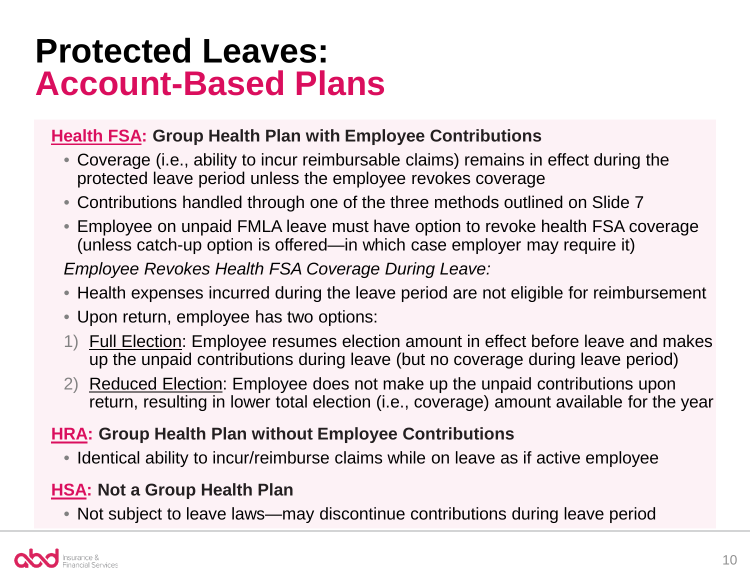# Protected Leaves: Account-Based Plans

**Health FSA: Group Health Plan with Employee Contributions**

- Coverage (i.e., ability to incur reimbursable claims) remains in effect during the protected leave period unless the employee revokes coverage
- Contributions handled through one of the three methods outlined on Slide 7
- Employee on unpaid FMLA leave must have option to revoke health FSA coverage (unless catch-up option is offered—in which case employer may require it)

*Employee Revokes Health FSA Coverage During Leave:*

- Health expenses incurred during the leave period are not eligible for reimbursement
- Upon return, employee has two options:

1) Full Election: Employee resumes election amount in effect before leave and makes up the unpaid contributions during leave (but no coverage during leave period)
2) Reduced Election: Employee does not make up the unpaid contributions upon return, resulting in lower total election (i.e., coverage) amount available for the year

**HRA: Group Health Plan without Employee Contributions**

- Identical ability to incur/reimburse claims while on leave as if active employee

**HSA: Not a Group Health Plan**

- Not subject to leave laws—may discontinue contributions during leave period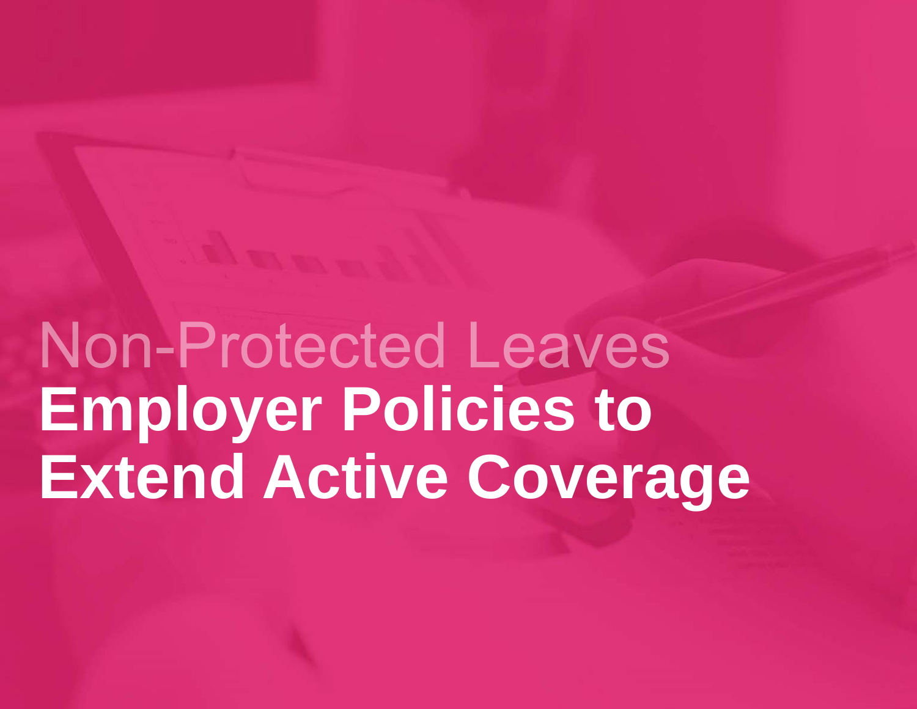Non-Protected Leaves

# Employer Policies to Extend Active Coverage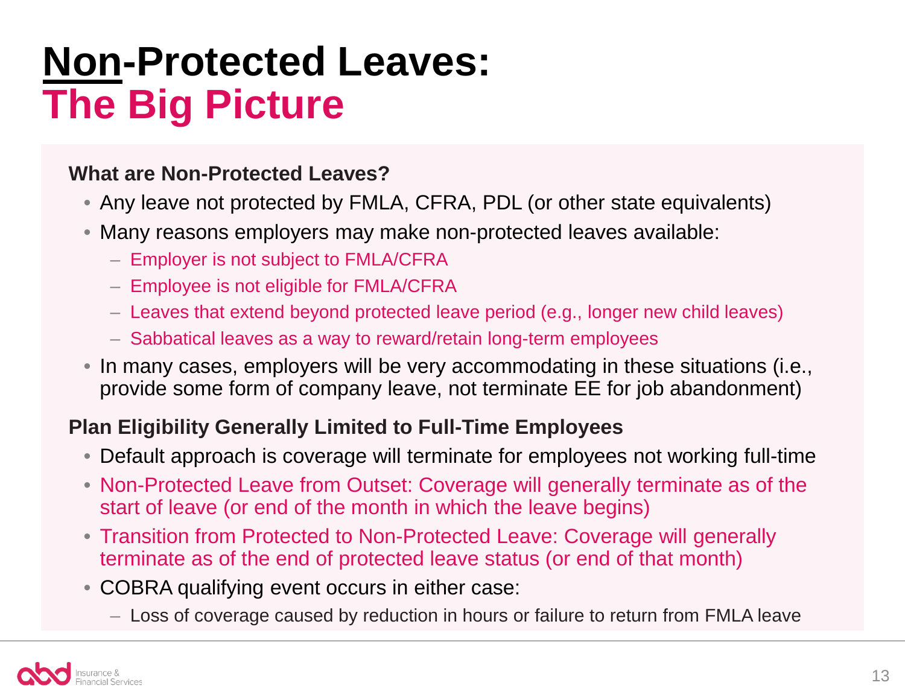# Non-Protected Leaves: The Big Picture

**What are Non-Protected Leaves?**

- Any leave not protected by FMLA, CFRA, PDL (or other state equivalents)
- Many reasons employers may make non-protected leaves available:
  - Employer is not subject to FMLA/CFRA
  - Employee is not eligible for FMLA/CFRA
  - Leaves that extend beyond protected leave period (e.g., longer new child leaves)
  - Sabbatical leaves as a way to reward/retain long-term employees
- In many cases, employers will be very accommodating in these situations (i.e., provide some form of company leave, not terminate EE for job abandonment)

**Plan Eligibility Generally Limited to Full-Time Employees**

- Default approach is coverage will terminate for employees not working full-time
- Non-Protected Leave from Outset: Coverage will generally terminate as of the start of leave (or end of the month in which the leave begins)
- Transition from Protected to Non-Protected Leave: Coverage will generally terminate as of the end of protected leave status (or end of that month)
- COBRA qualifying event occurs in either case:
  - Loss of coverage caused by reduction in hours or failure to return from FMLA leave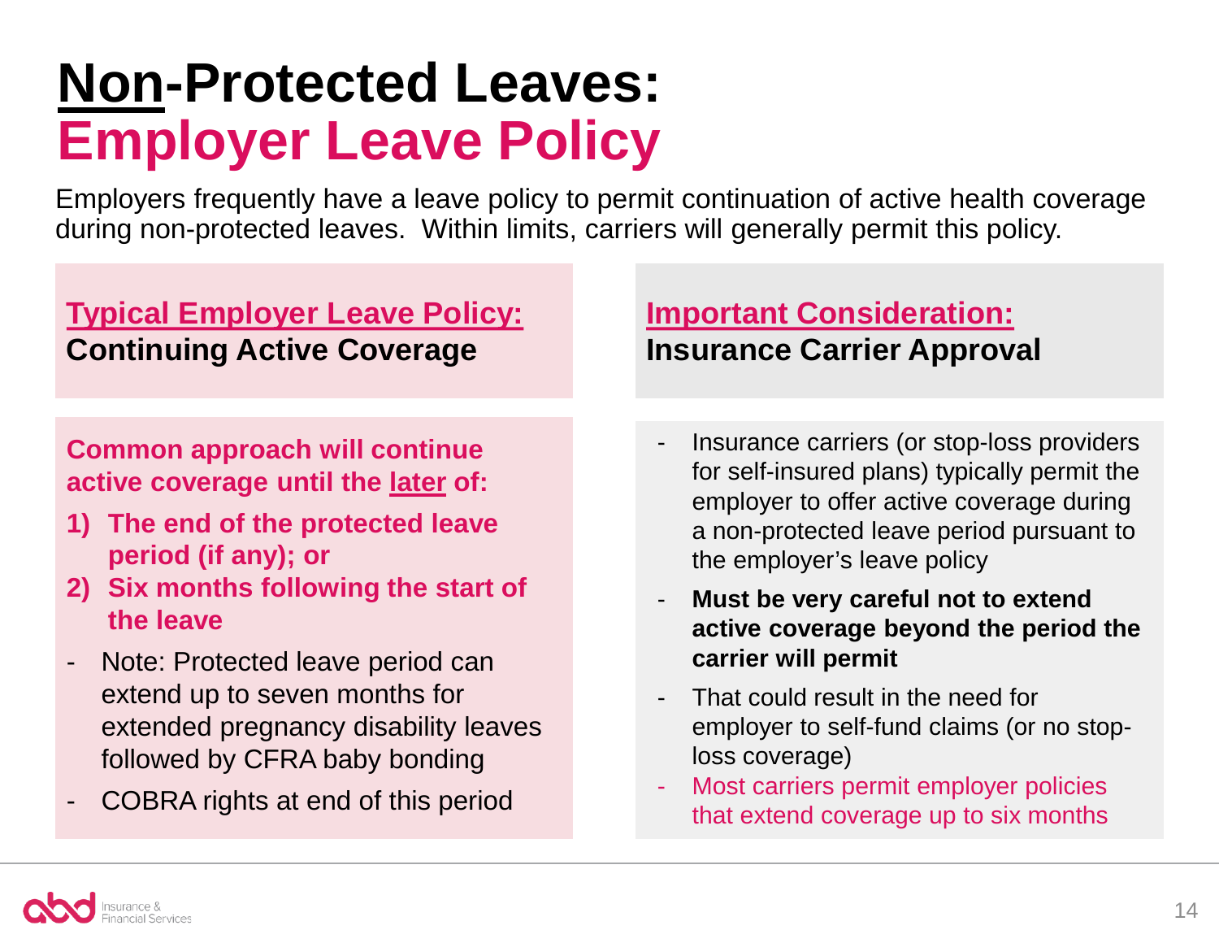# <u>Non</u>-Protected Leaves: Employer Leave Policy

Employers frequently have a leave policy to permit continuation of active health coverage during non-protected leaves. Within limits, carriers will generally permit this policy.

## <u>Typical Employer Leave Policy:</u> Continuing Active Coverage

**Common approach will continue active coverage until the <u>later</u> of:**

1) **The end of the protected leave period (if any); or**
2) **Six months following the start of the leave**

- Note: Protected leave period can extend up to seven months for extended pregnancy disability leaves followed by CFRA baby bonding
- COBRA rights at end of this period

## <u>Important Consideration:</u> Insurance Carrier Approval

- Insurance carriers (or stop-loss providers for self-insured plans) typically permit the employer to offer active coverage during a non-protected leave period pursuant to the employer's leave policy
- **Must be very careful not to extend active coverage beyond the period the carrier will permit**
- That could result in the need for employer to self-fund claims (or no stop-loss coverage)
- Most carriers permit employer policies that extend coverage up to six months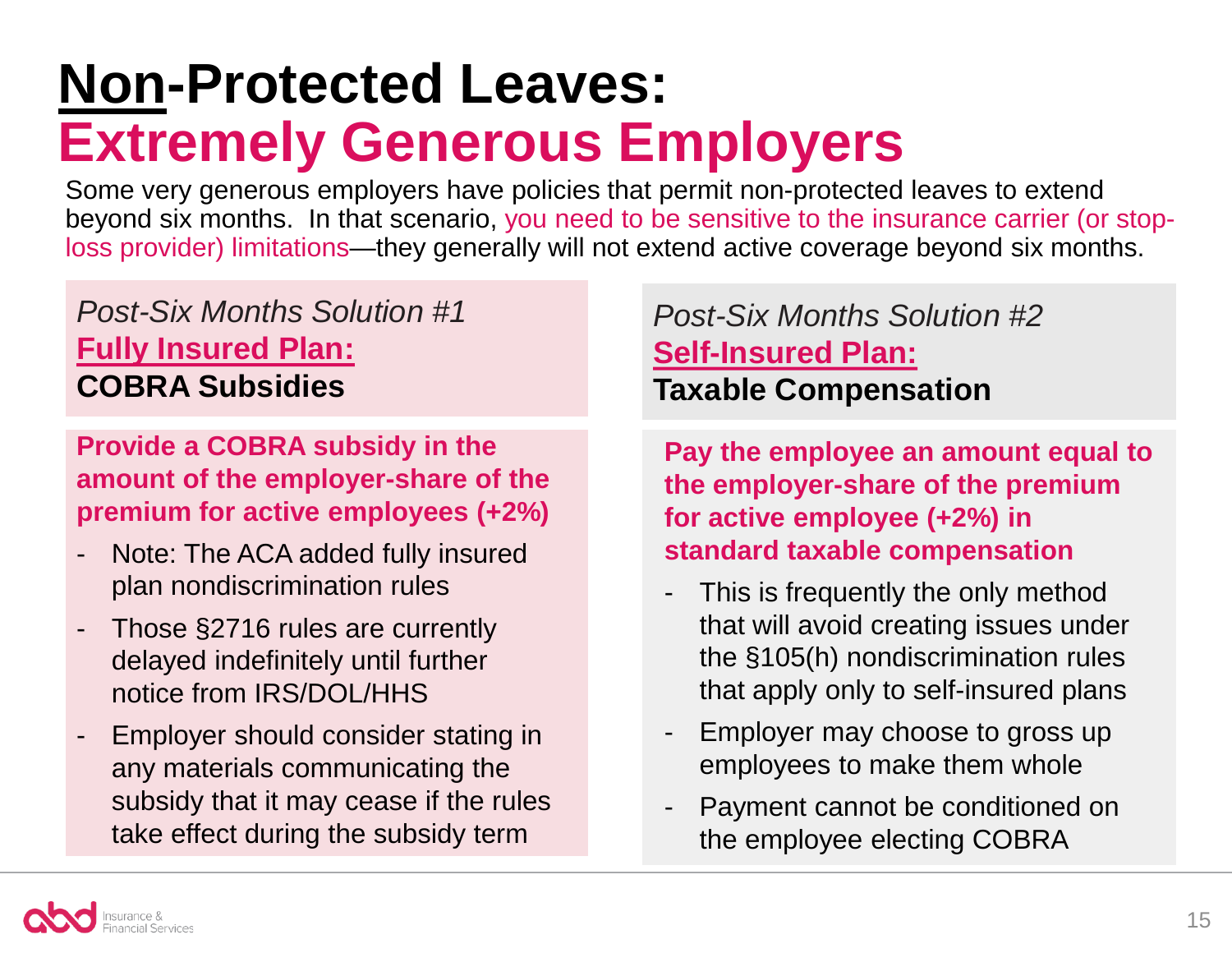# **Non**-Protected Leaves: Extremely Generous Employers

Some very generous employers have policies that permit non-protected leaves to extend beyond six months. In that scenario, you need to be sensitive to the insurance carrier (or stop-loss provider) limitations—they generally will not extend active coverage beyond six months.

## *Post-Six Months Solution #1*
### **Fully Insured Plan:**
### **COBRA Subsidies**

**Provide a COBRA subsidy in the amount of the employer-share of the premium for active employees (+2%)**

- Note: The ACA added fully insured plan nondiscrimination rules
- Those §2716 rules are currently delayed indefinitely until further notice from IRS/DOL/HHS
- Employer should consider stating in any materials communicating the subsidy that it may cease if the rules take effect during the subsidy term

## *Post-Six Months Solution #2*
### **Self-Insured Plan:**
### **Taxable Compensation**

**Pay the employee an amount equal to the employer-share of the premium for active employee (+2%) in standard taxable compensation**

- This is frequently the only method that will avoid creating issues under the §105(h) nondiscrimination rules that apply only to self-insured plans
- Employer may choose to gross up employees to make them whole
- Payment cannot be conditioned on the employee electing COBRA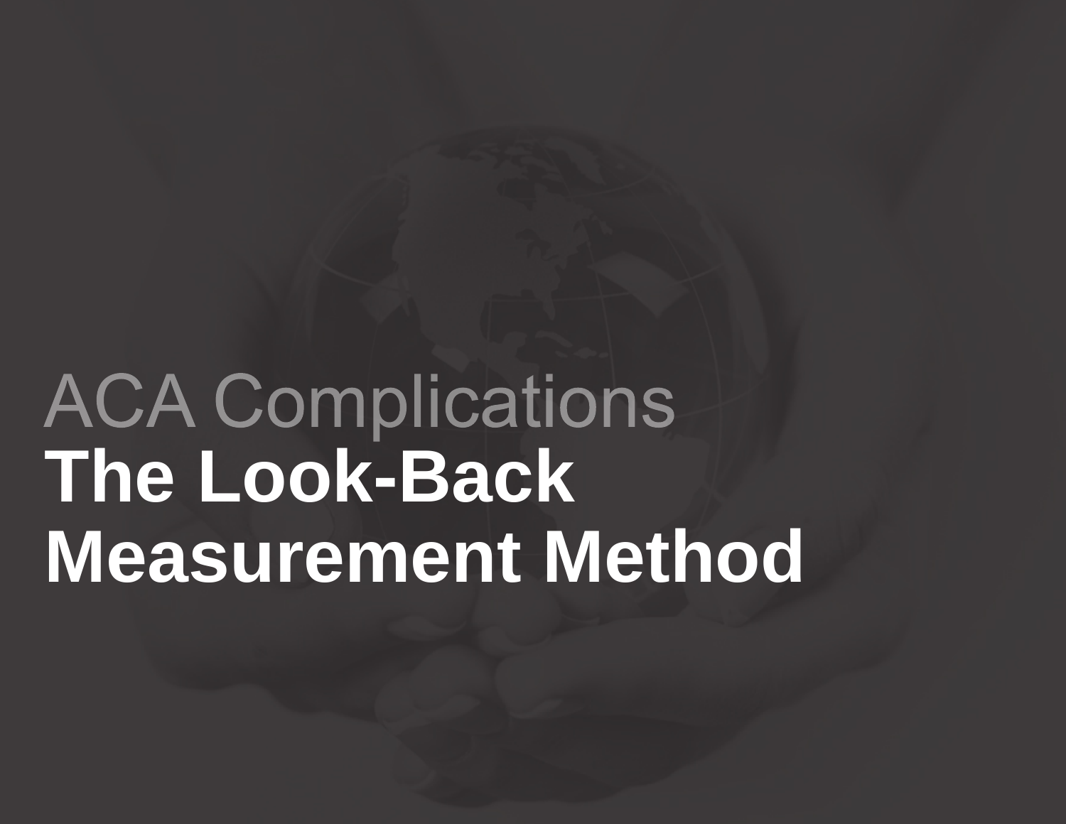ACA Complications

# The Look-Back Measurement Method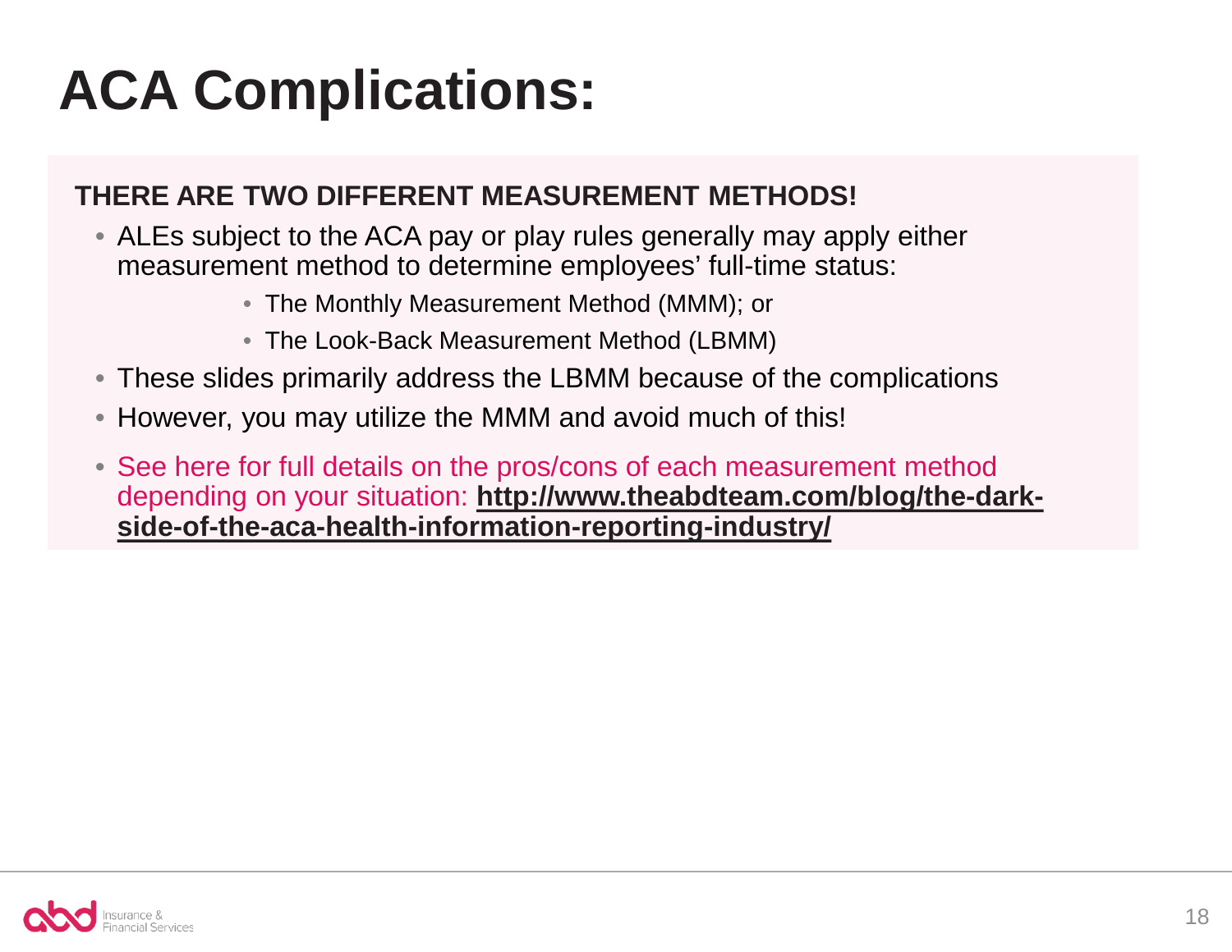# ACA Complications:

**THERE ARE TWO DIFFERENT MEASUREMENT METHODS!**

- ALEs subject to the ACA pay or play rules generally may apply either measurement method to determine employees' full-time status:
  - The Monthly Measurement Method (MMM); or
  - The Look-Back Measurement Method (LBMM)
- These slides primarily address the LBMM because of the complications
- However, you may utilize the MMM and avoid much of this!
- See here for full details on the pros/cons of each measurement method depending on your situation: **http://www.theabdteam.com/blog/the-dark-side-of-the-aca-health-information-reporting-industry/**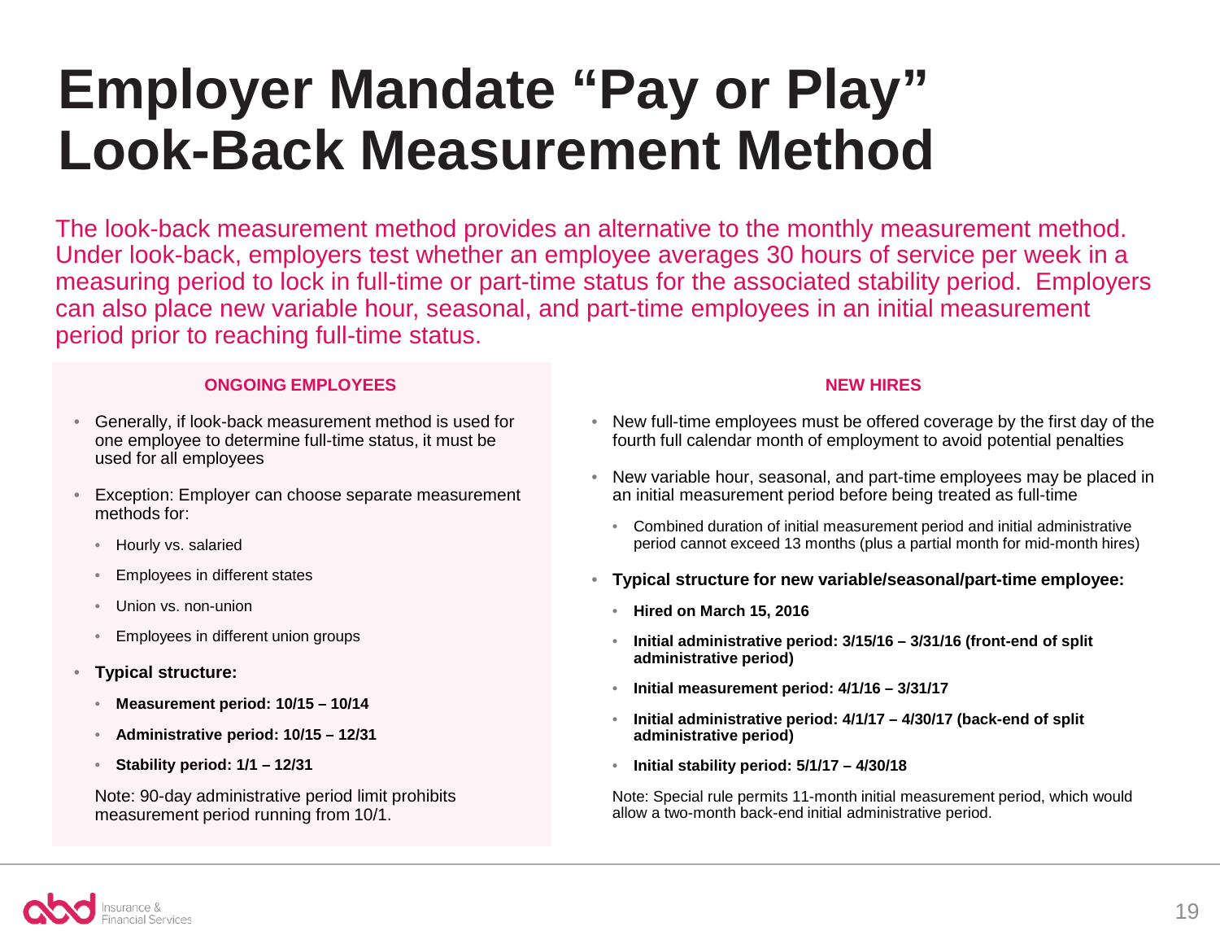# Employer Mandate "Pay or Play" Look-Back Measurement Method

The look-back measurement method provides an alternative to the monthly measurement method. Under look-back, employers test whether an employee averages 30 hours of service per week in a measuring period to lock in full-time or part-time status for the associated stability period. Employers can also place new variable hour, seasonal, and part-time employees in an initial measurement period prior to reaching full-time status.

### ONGOING EMPLOYEES

- Generally, if look-back measurement method is used for one employee to determine full-time status, it must be used for all employees
- Exception: Employer can choose separate measurement methods for:
  - Hourly vs. salaried
  - Employees in different states
  - Union vs. non-union
  - Employees in different union groups
- **Typical structure:**
  - **Measurement period: 10/15 – 10/14**
  - **Administrative period: 10/15 – 12/31**
  - **Stability period: 1/1 – 12/31**

  Note: 90-day administrative period limit prohibits measurement period running from 10/1.

### NEW HIRES

- New full-time employees must be offered coverage by the first day of the fourth full calendar month of employment to avoid potential penalties
- New variable hour, seasonal, and part-time employees may be placed in an initial measurement period before being treated as full-time
  - Combined duration of initial measurement period and initial administrative period cannot exceed 13 months (plus a partial month for mid-month hires)
- **Typical structure for new variable/seasonal/part-time employee:**
  - **Hired on March 15, 2016**
  - **Initial administrative period: 3/15/16 – 3/31/16 (front-end of split administrative period)**
  - **Initial measurement period: 4/1/16 – 3/31/17**
  - **Initial administrative period: 4/1/17 – 4/30/17 (back-end of split administrative period)**
  - **Initial stability period: 5/1/17 – 4/30/18**

  Note: Special rule permits 11-month initial measurement period, which would allow a two-month back-end initial administrative period.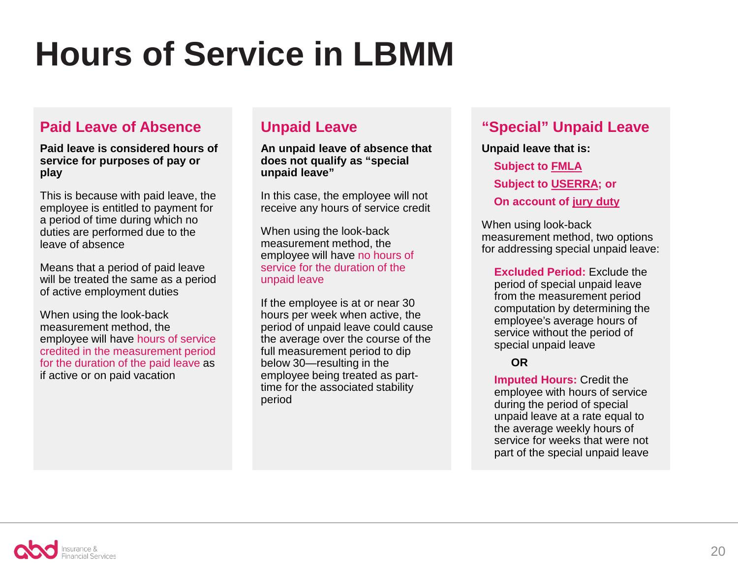# Hours of Service in LBMM

## Paid Leave of Absence

**Paid leave is considered hours of service for purposes of pay or play**

This is because with paid leave, the employee is entitled to payment for a period of time during which no duties are performed due to the leave of absence

Means that a period of paid leave will be treated the same as a period of active employment duties

When using the look-back measurement method, the employee will have hours of service credited in the measurement period for the duration of the paid leave as if active or on paid vacation

## Unpaid Leave

**An unpaid leave of absence that does not qualify as "special unpaid leave"**

In this case, the employee will not receive any hours of service credit

When using the look-back measurement method, the employee will have no hours of service for the duration of the unpaid leave

If the employee is at or near 30 hours per week when active, the period of unpaid leave could cause the average over the course of the full measurement period to dip below 30—resulting in the employee being treated as part-time for the associated stability period

## "Special" Unpaid Leave

**Unpaid leave that is:**

- **Subject to FMLA**
- **Subject to USERRA; or**
- **On account of jury duty**

When using look-back measurement method, two options for addressing special unpaid leave:

**Excluded Period:** Exclude the period of special unpaid leave from the measurement period computation by determining the employee's average hours of service without the period of special unpaid leave

**OR**

**Imputed Hours:** Credit the employee with hours of service during the period of special unpaid leave at a rate equal to the average weekly hours of service for weeks that were not part of the special unpaid leave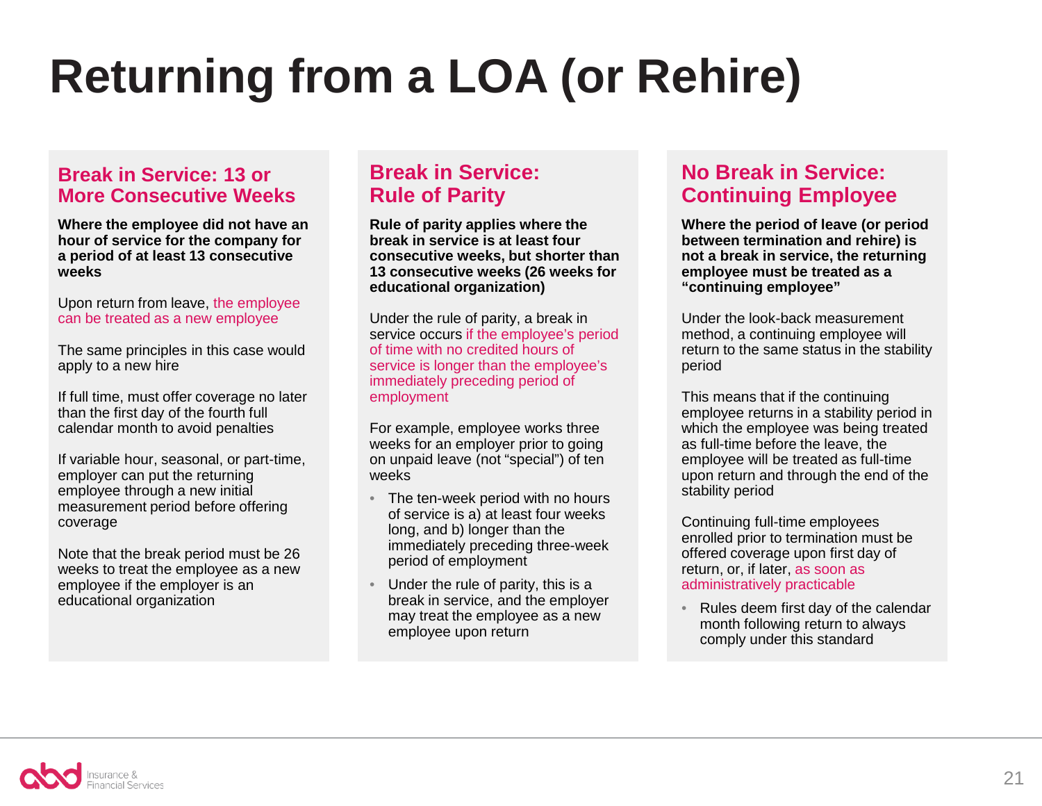# Returning from a LOA (or Rehire)

## Break in Service: 13 or More Consecutive Weeks

**Where the employee did not have an hour of service for the company for a period of at least 13 consecutive weeks**

Upon return from leave, the employee can be treated as a new employee

The same principles in this case would apply to a new hire

If full time, must offer coverage no later than the first day of the fourth full calendar month to avoid penalties

If variable hour, seasonal, or part-time, employer can put the returning employee through a new initial measurement period before offering coverage

Note that the break period must be 26 weeks to treat the employee as a new employee if the employer is an educational organization

## Break in Service: Rule of Parity

**Rule of parity applies where the break in service is at least four consecutive weeks, but shorter than 13 consecutive weeks (26 weeks for educational organization)**

Under the rule of parity, a break in service occurs if the employee's period of time with no credited hours of service is longer than the employee's immediately preceding period of employment

For example, employee works three weeks for an employer prior to going on unpaid leave (not "special") of ten weeks

- The ten-week period with no hours of service is a) at least four weeks long, and b) longer than the immediately preceding three-week period of employment
- Under the rule of parity, this is a break in service, and the employer may treat the employee as a new employee upon return

## No Break in Service: Continuing Employee

**Where the period of leave (or period between termination and rehire) is not a break in service, the returning employee must be treated as a "continuing employee"**

Under the look-back measurement method, a continuing employee will return to the same status in the stability period

This means that if the continuing employee returns in a stability period in which the employee was being treated as full-time before the leave, the employee will be treated as full-time upon return and through the end of the stability period

Continuing full-time employees enrolled prior to termination must be offered coverage upon first day of return, or, if later, as soon as administratively practicable

- Rules deem first day of the calendar month following return to always comply under this standard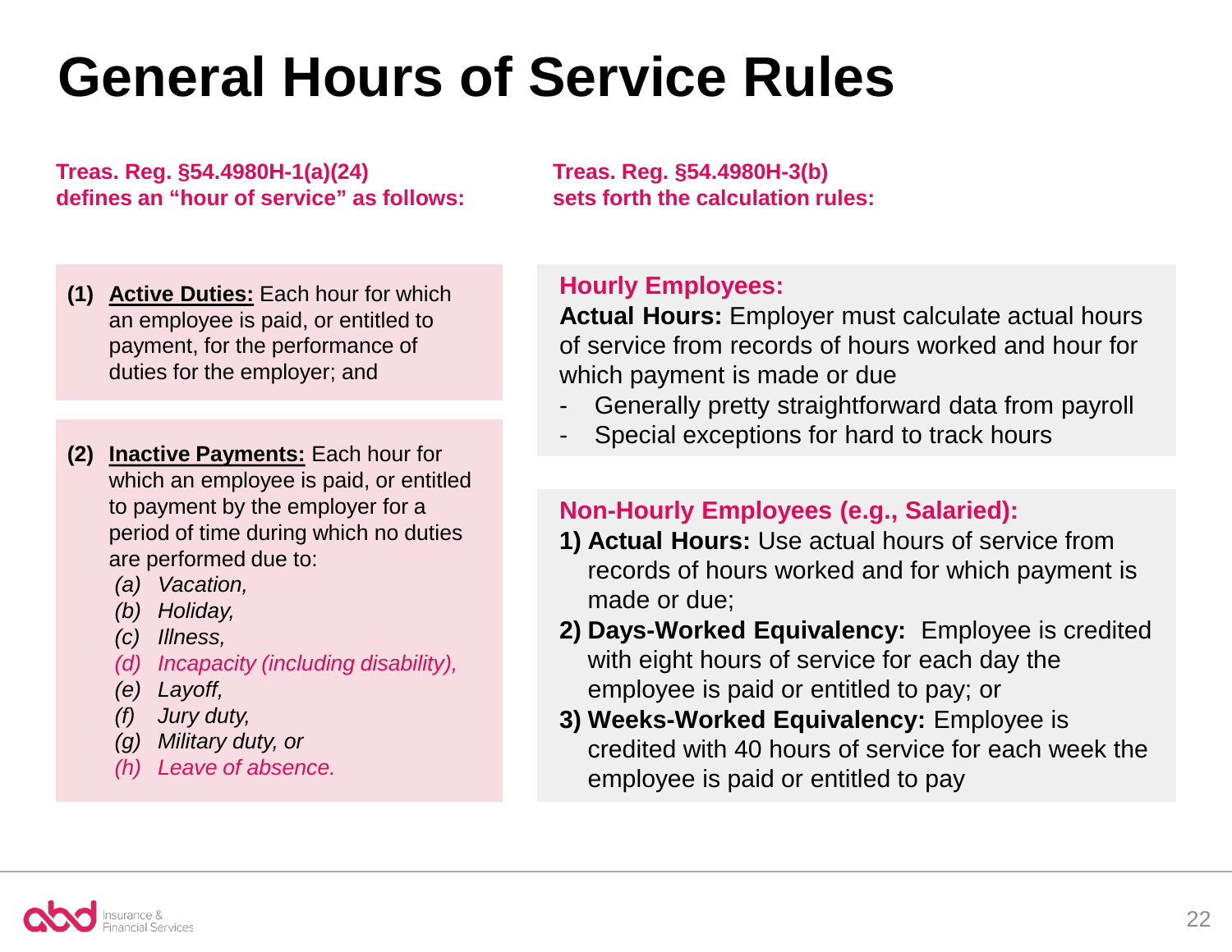# General Hours of Service Rules

**Treas. Reg. §54.4980H-1(a)(24) defines an "hour of service" as follows:**

**(1)** **Active Duties:** Each hour for which an employee is paid, or entitled to payment, for the performance of duties for the employer; and

**(2)** **Inactive Payments:** Each hour for which an employee is paid, or entitled to payment by the employer for a period of time during which no duties are performed due to:

- *(a) Vacation,*
- *(b) Holiday,*
- *(c) Illness,*
- *(d) Incapacity (including disability),*
- *(e) Layoff,*
- *(f) Jury duty,*
- *(g) Military duty, or*
- *(h) Leave of absence.*

**Treas. Reg. §54.4980H-3(b) sets forth the calculation rules:**

**Hourly Employees:**

**Actual Hours:** Employer must calculate actual hours of service from records of hours worked and hour for which payment is made or due

- Generally pretty straightforward data from payroll
- Special exceptions for hard to track hours

**Non-Hourly Employees (e.g., Salaried):**

1) **Actual Hours:** Use actual hours of service from records of hours worked and for which payment is made or due;
2) **Days-Worked Equivalency:** Employee is credited with eight hours of service for each day the employee is paid or entitled to pay; or
3) **Weeks-Worked Equivalency:** Employee is credited with 40 hours of service for each week the employee is paid or entitled to pay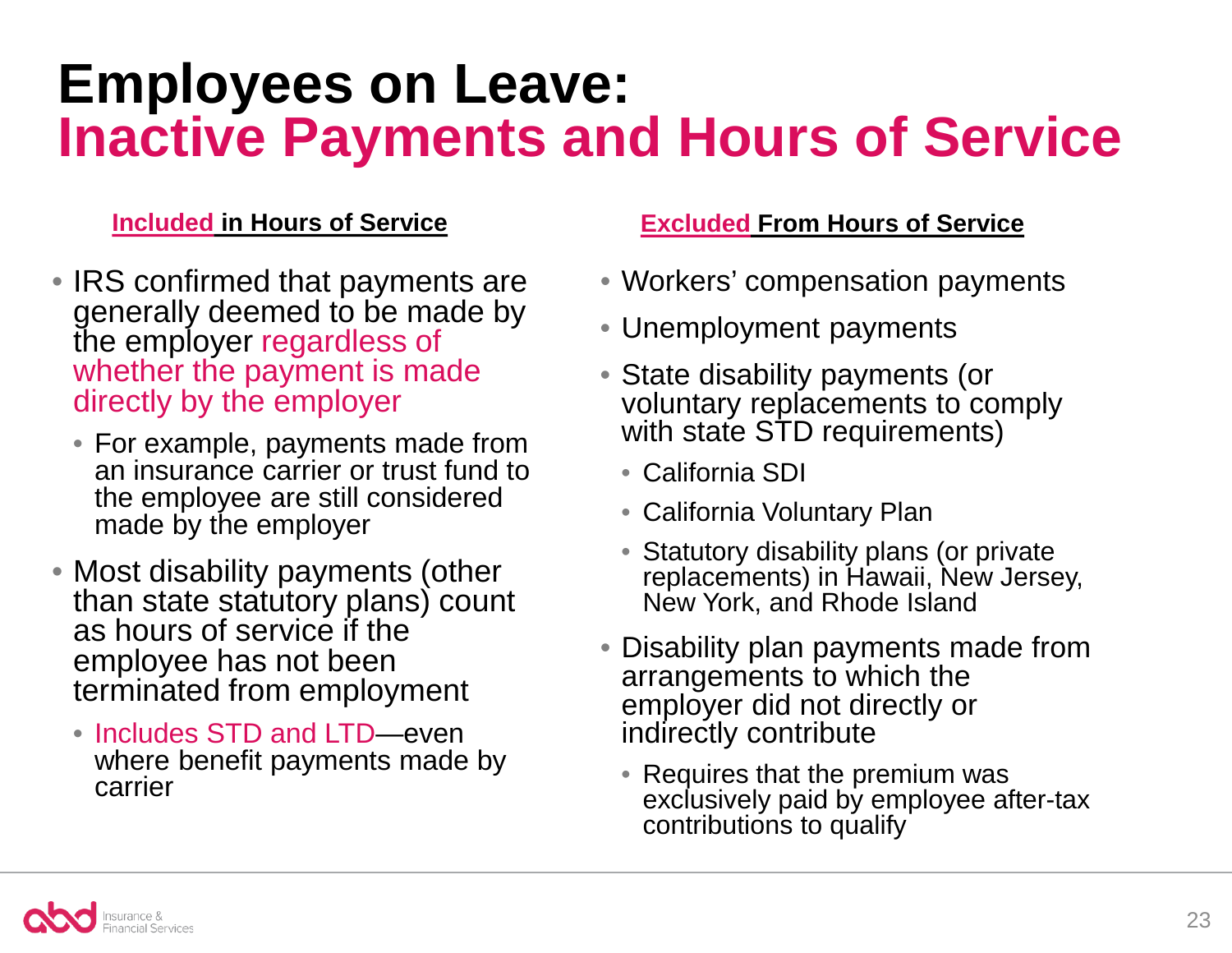# Employees on Leave:
# Inactive Payments and Hours of Service

**Included in Hours of Service**

- IRS confirmed that payments are generally deemed to be made by the employer regardless of whether the payment is made directly by the employer
  - For example, payments made from an insurance carrier or trust fund to the employee are still considered made by the employer
- Most disability payments (other than state statutory plans) count as hours of service if the employee has not been terminated from employment
  - Includes STD and LTD—even where benefit payments made by carrier

**Excluded From Hours of Service**

- Workers' compensation payments
- Unemployment payments
- State disability payments (or voluntary replacements to comply with state STD requirements)
  - California SDI
  - California Voluntary Plan
  - Statutory disability plans (or private replacements) in Hawaii, New Jersey, New York, and Rhode Island
- Disability plan payments made from arrangements to which the employer did not directly or indirectly contribute
  - Requires that the premium was exclusively paid by employee after-tax contributions to qualify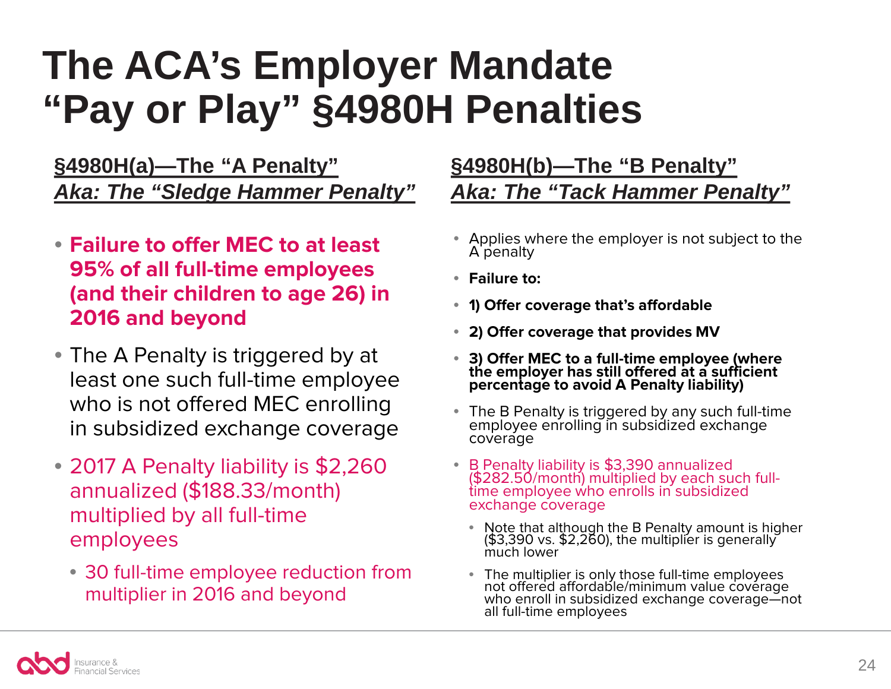# The ACA's Employer Mandate "Pay or Play" §4980H Penalties

## §4980H(a)—The "A Penalty"
### *Aka: The "Sledge Hammer Penalty"*

- **Failure to offer MEC to at least 95% of all full-time employees (and their children to age 26) in 2016 and beyond**
- The A Penalty is triggered by at least one such full-time employee who is not offered MEC enrolling in subsidized exchange coverage
- 2017 A Penalty liability is $2,260 annualized ($188.33/month) multiplied by all full-time employees
  - 30 full-time employee reduction from multiplier in 2016 and beyond

## §4980H(b)—The "B Penalty"
### *Aka: The "Tack Hammer Penalty"*

- Applies where the employer is not subject to the A penalty
- **Failure to:**
- **1) Offer coverage that's affordable**
- **2) Offer coverage that provides MV**
- **3) Offer MEC to a full-time employee (where the employer has still offered at a sufficient percentage to avoid A Penalty liability)**
- The B Penalty is triggered by any such full-time employee enrolling in subsidized exchange coverage
- B Penalty liability is $3,390 annualized ($282.50/month) multiplied by each such full-time employee who enrolls in subsidized exchange coverage
  - Note that although the B Penalty amount is higher ($3,390 vs. $2,260), the multiplier is generally much lower
  - The multiplier is only those full-time employees not offered affordable/minimum value coverage who enroll in subsidized exchange coverage—not all full-time employees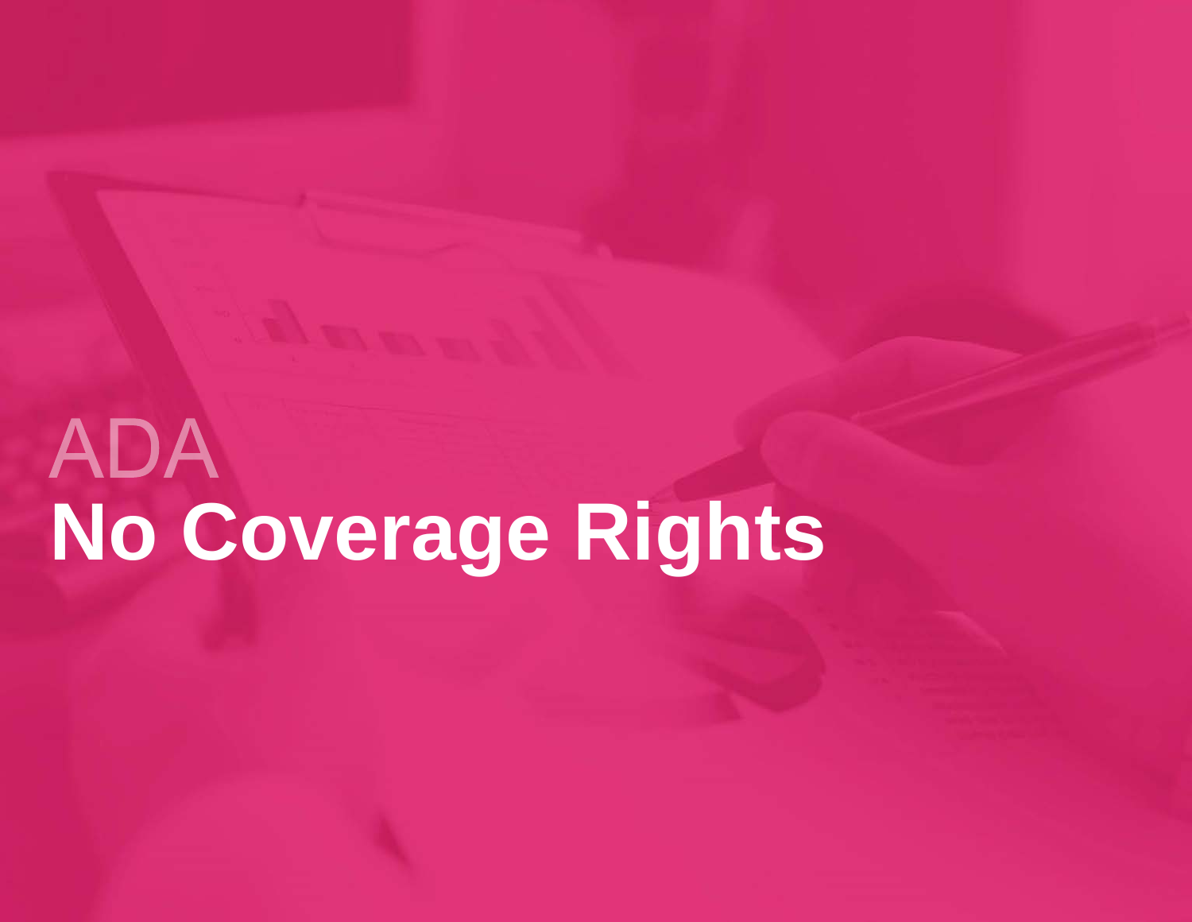ADA

# No Coverage Rights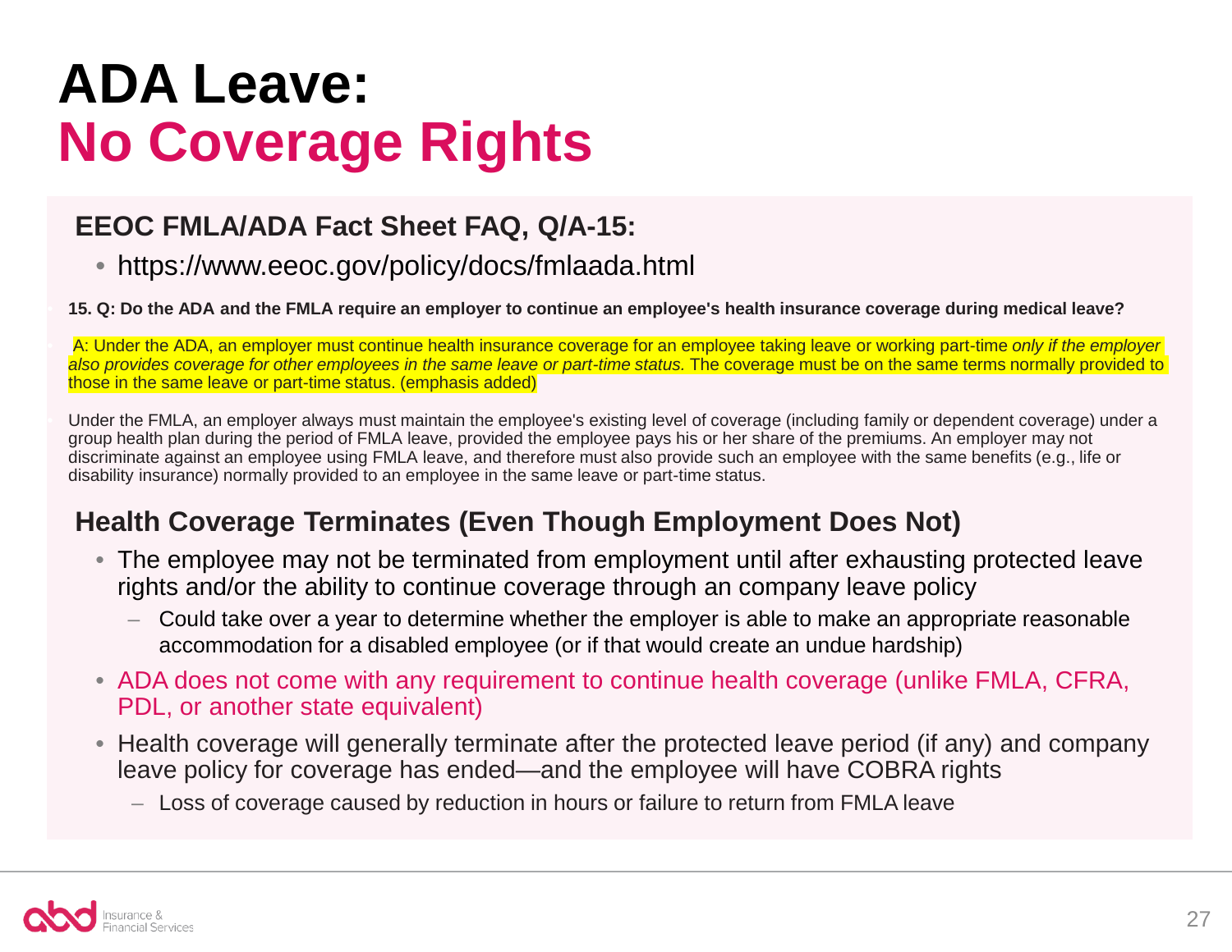# ADA Leave: No Coverage Rights

## EEOC FMLA/ADA Fact Sheet FAQ, Q/A-15:

- https://www.eeoc.gov/policy/docs/fmlaada.html

**15. Q: Do the ADA and the FMLA require an employer to continue an employee's health insurance coverage during medical leave?**

A: Under the ADA, an employer must continue health insurance coverage for an employee taking leave or working part-time *only if the employer also provides coverage for other employees in the same leave or part-time status.* The coverage must be on the same terms normally provided to those in the same leave or part-time status. (emphasis added)

Under the FMLA, an employer always must maintain the employee's existing level of coverage (including family or dependent coverage) under a group health plan during the period of FMLA leave, provided the employee pays his or her share of the premiums. An employer may not discriminate against an employee using FMLA leave, and therefore must also provide such an employee with the same benefits (e.g., life or disability insurance) normally provided to an employee in the same leave or part-time status.

## Health Coverage Terminates (Even Though Employment Does Not)

- The employee may not be terminated from employment until after exhausting protected leave rights and/or the ability to continue coverage through an company leave policy
  - Could take over a year to determine whether the employer is able to make an appropriate reasonable accommodation for a disabled employee (or if that would create an undue hardship)
- ADA does not come with any requirement to continue health coverage (unlike FMLA, CFRA, PDL, or another state equivalent)
- Health coverage will generally terminate after the protected leave period (if any) and company leave policy for coverage has ended—and the employee will have COBRA rights
  - Loss of coverage caused by reduction in hours or failure to return from FMLA leave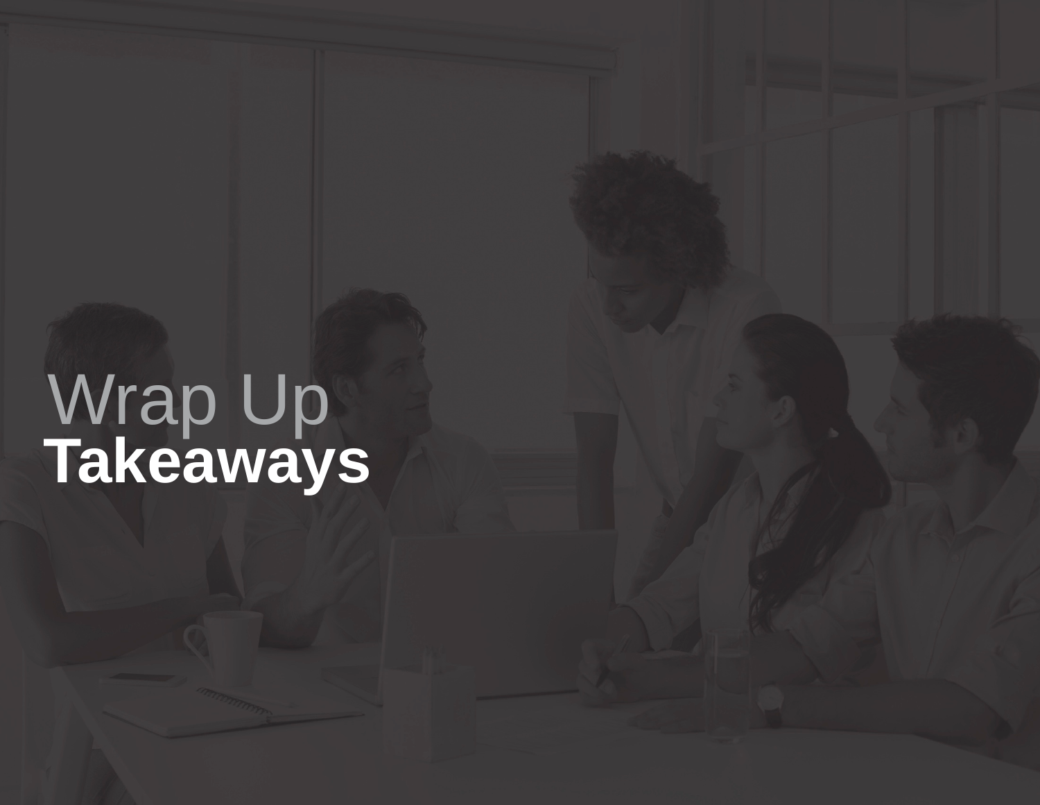# Wrap Up
## Takeaways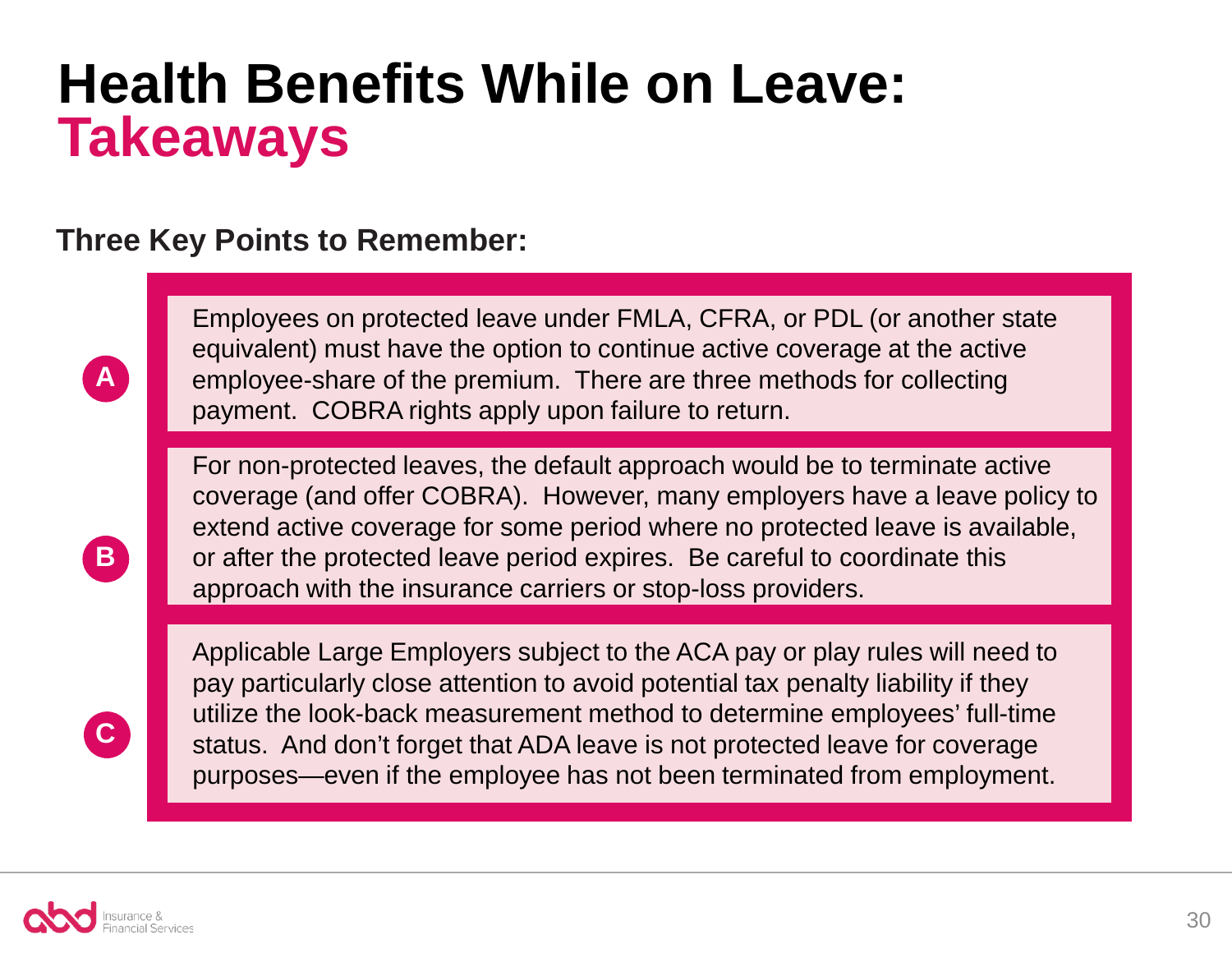# Health Benefits While on Leave: Takeaways

**Three Key Points to Remember:**

**A** — Employees on protected leave under FMLA, CFRA, or PDL (or another state equivalent) must have the option to continue active coverage at the active employee-share of the premium. There are three methods for collecting payment. COBRA rights apply upon failure to return.

**B** — For non-protected leaves, the default approach would be to terminate active coverage (and offer COBRA). However, many employers have a leave policy to extend active coverage for some period where no protected leave is available, or after the protected leave period expires. Be careful to coordinate this approach with the insurance carriers or stop-loss providers.

**C** — Applicable Large Employers subject to the ACA pay or play rules will need to pay particularly close attention to avoid potential tax penalty liability if they utilize the look-back measurement method to determine employees' full-time status. And don't forget that ADA leave is not protected leave for coverage purposes—even if the employee has not been terminated from employment.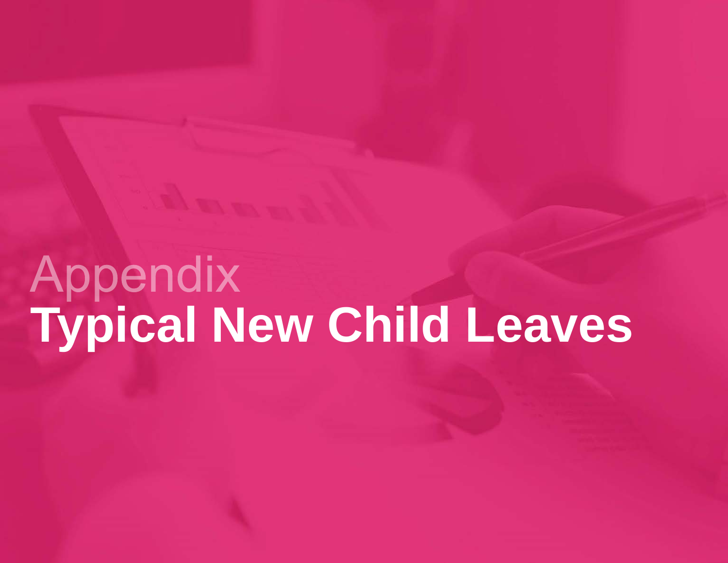Appendix

# Typical New Child Leaves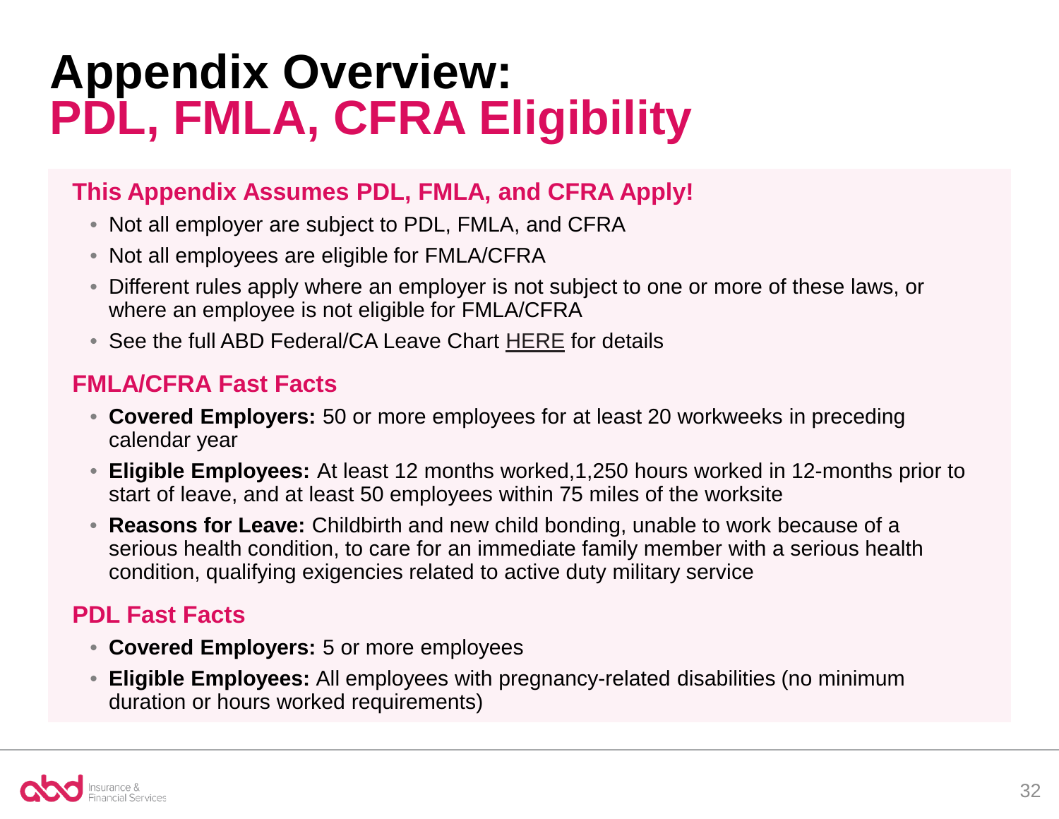# Appendix Overview:
# PDL, FMLA, CFRA Eligibility

### This Appendix Assumes PDL, FMLA, and CFRA Apply!

- Not all employer are subject to PDL, FMLA, and CFRA
- Not all employees are eligible for FMLA/CFRA
- Different rules apply where an employer is not subject to one or more of these laws, or where an employee is not eligible for FMLA/CFRA
- See the full ABD Federal/CA Leave Chart HERE for details

### FMLA/CFRA Fast Facts

- **Covered Employers:** 50 or more employees for at least 20 workweeks in preceding calendar year
- **Eligible Employees:** At least 12 months worked,1,250 hours worked in 12-months prior to start of leave, and at least 50 employees within 75 miles of the worksite
- **Reasons for Leave:** Childbirth and new child bonding, unable to work because of a serious health condition, to care for an immediate family member with a serious health condition, qualifying exigencies related to active duty military service

### PDL Fast Facts

- **Covered Employers:** 5 or more employees
- **Eligible Employees:** All employees with pregnancy-related disabilities (no minimum duration or hours worked requirements)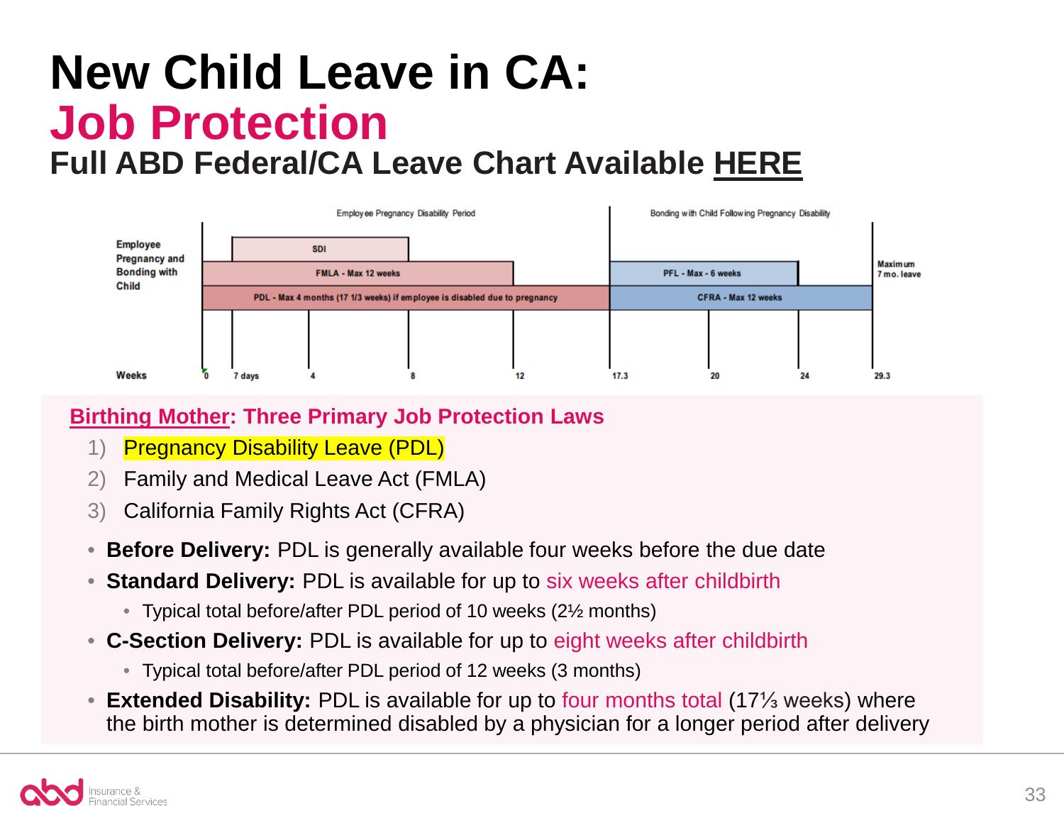# New Child Leave in CA:
# Job Protection
### Full ABD Federal/CA Leave Chart Available **HERE**

| | Employee Pregnancy Disability Period | | | | | Bonding with Child Following Pregnancy Disability | | | |
|---|---|---|---|---|---|---|---|---|---|
| Employee Pregnancy and Bonding with Child | SDI | | | | | | | | |
| | FMLA - Max 12 weeks | | | | | PFL - Max - 6 weeks | | | Maximum 7 mo. leave |
| | PDL - Max 4 months (17 1/3 weeks) if employee is disabled due to pregnancy | | | | | CFRA - Max 12 weeks | | | |
| Weeks | 0 | 7 days | 4 | 8 | 12 | 17.3 | 20 | 24 | 29.3 |

**Birthing Mother: Three Primary Job Protection Laws**

1) Pregnancy Disability Leave (PDL)
2) Family and Medical Leave Act (FMLA)
3) California Family Rights Act (CFRA)

- **Before Delivery:** PDL is generally available four weeks before the due date
- **Standard Delivery:** PDL is available for up to six weeks after childbirth
  - Typical total before/after PDL period of 10 weeks (2½ months)
- **C-Section Delivery:** PDL is available for up to eight weeks after childbirth
  - Typical total before/after PDL period of 12 weeks (3 months)
- **Extended Disability:** PDL is available for up to four months total (17⅓ weeks) where the birth mother is determined disabled by a physician for a longer period after delivery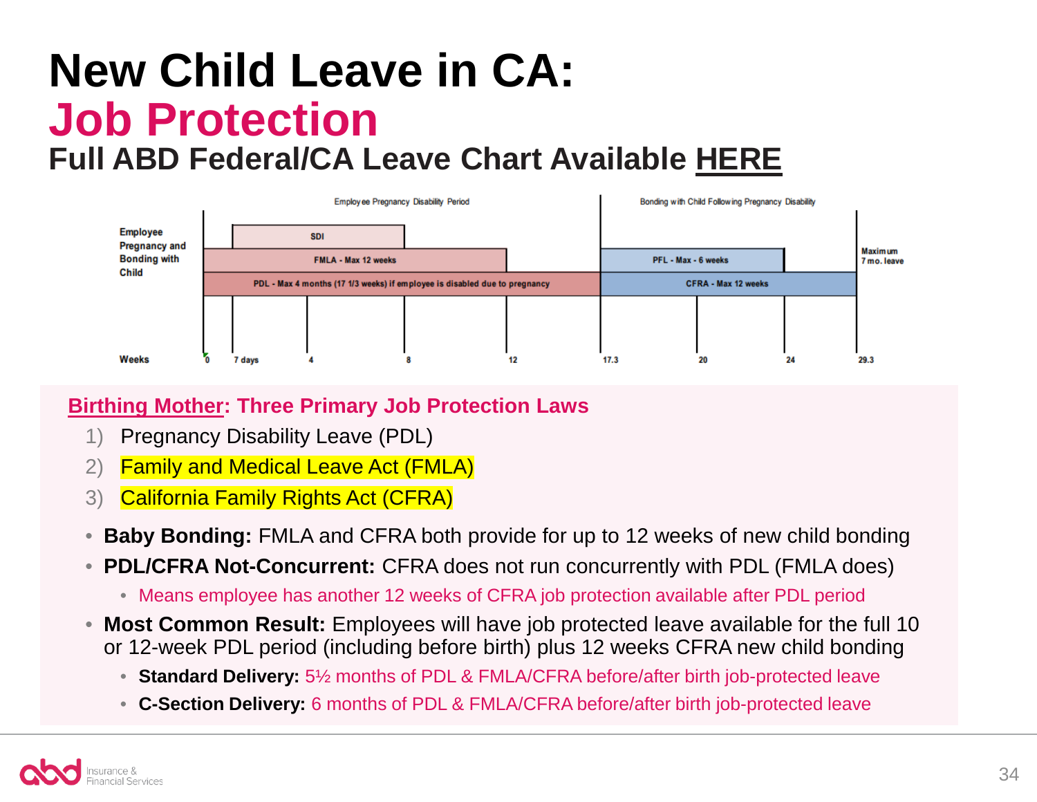# New Child Leave in CA: Job Protection

## Full ABD Federal/CA Leave Chart Available HERE

| Employee Pregnancy and Bonding with Child | Employee Pregnancy Disability Period | Bonding with Child Following Pregnancy Disability | |
|---|---|---|---|
| | SDI | | |
| | FMLA - Max 12 weeks | PFL - Max - 6 weeks | Maximum 7 mo. leave |
| | PDL - Max 4 months (17 1/3 weeks) if employee is disabled due to pregnancy | CFRA - Max 12 weeks | |

Weeks: 0, 7 days, 4, 8, 12, 17.3, 20, 24, 29.3

**Birthing Mother: Three Primary Job Protection Laws**

1) Pregnancy Disability Leave (PDL)
2) Family and Medical Leave Act (FMLA)
3) California Family Rights Act (CFRA)

- **Baby Bonding:** FMLA and CFRA both provide for up to 12 weeks of new child bonding
- **PDL/CFRA Not-Concurrent:** CFRA does not run concurrently with PDL (FMLA does)
  - Means employee has another 12 weeks of CFRA job protection available after PDL period
- **Most Common Result:** Employees will have job protected leave available for the full 10 or 12-week PDL period (including before birth) plus 12 weeks CFRA new child bonding
  - **Standard Delivery:** 5½ months of PDL & FMLA/CFRA before/after birth job-protected leave
  - **C-Section Delivery:** 6 months of PDL & FMLA/CFRA before/after birth job-protected leave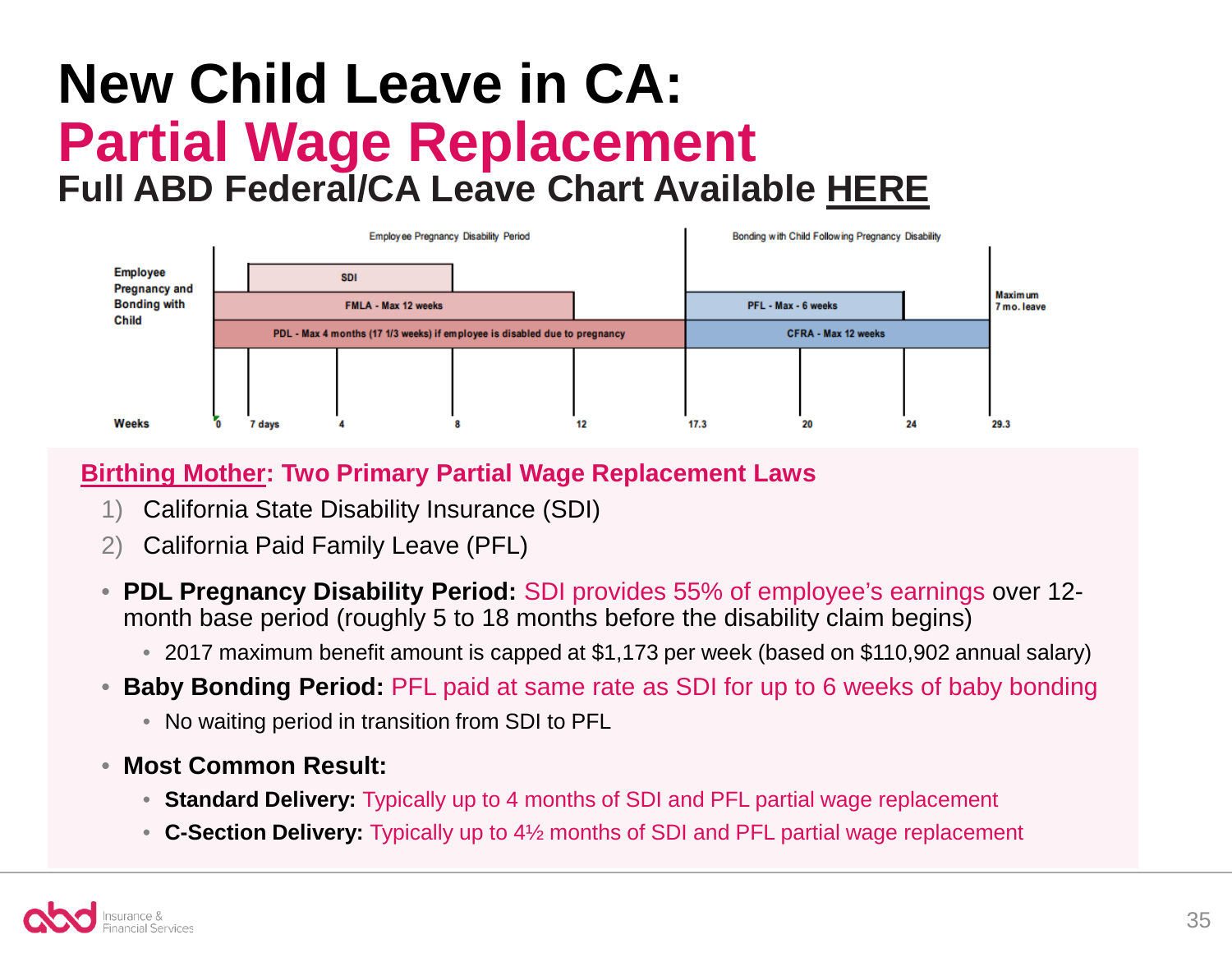# New Child Leave in CA:
# Partial Wage Replacement
### Full ABD Federal/CA Leave Chart Available HERE

| | Employee Pregnancy Disability Period | | Bonding with Child Following Pregnancy Disability | |
|---|---|---|---|---|
| Employee Pregnancy and Bonding with Child | SDI | | | |
| | FMLA - Max 12 weeks | | PFL - Max - 6 weeks | Maximum 7 mo. leave |
| | PDL - Max 4 months (17 1/3 weeks) if employee is disabled due to pregnancy | | CFRA - Max 12 weeks | |
| Weeks | 0, 7 days, 4, 8, 12 | 17.3 | 20, 24 | 29.3 |

**Birthing Mother: Two Primary Partial Wage Replacement Laws**

1) California State Disability Insurance (SDI)
2) California Paid Family Leave (PFL)

- **PDL Pregnancy Disability Period:** SDI provides 55% of employee's earnings over 12-month base period (roughly 5 to 18 months before the disability claim begins)
  - 2017 maximum benefit amount is capped at $1,173 per week (based on $110,902 annual salary)
- **Baby Bonding Period:** PFL paid at same rate as SDI for up to 6 weeks of baby bonding
  - No waiting period in transition from SDI to PFL
- **Most Common Result:**
  - **Standard Delivery:** Typically up to 4 months of SDI and PFL partial wage replacement
  - **C-Section Delivery:** Typically up to 4½ months of SDI and PFL partial wage replacement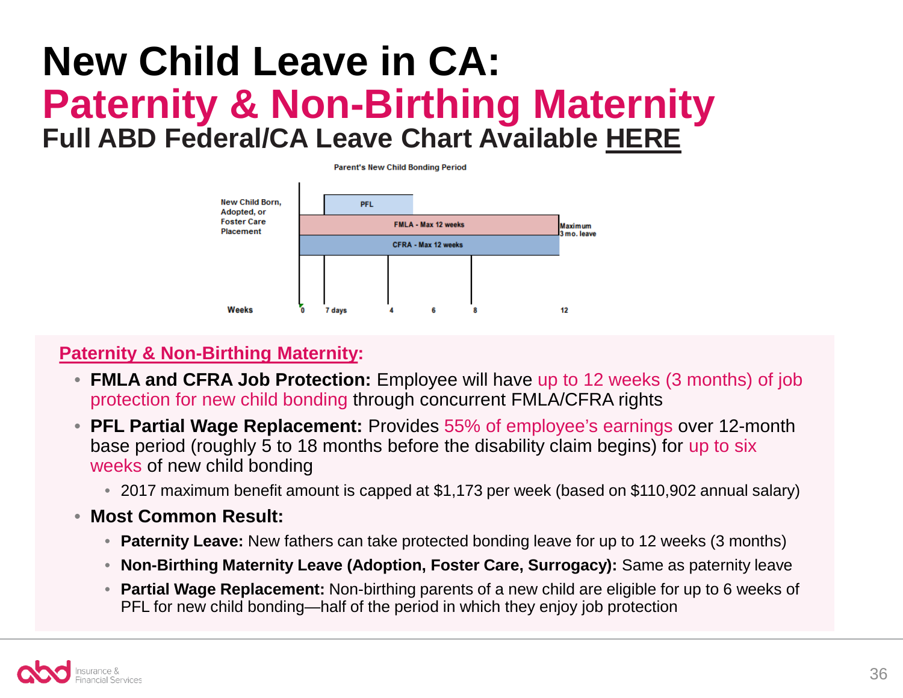# New Child Leave in CA:
# Paternity & Non-Birthing Maternity
### Full ABD Federal/CA Leave Chart Available HERE

Parent's New Child Bonding Period

New Child Born, Adopted, or Foster Care Placement

PFL

FMLA - Max 12 weeks

CFRA - Max 12 weeks

Maximum 3 mo. leave

Weeks: 0, 7 days, 4, 6, 8, 12

**Paternity & Non-Birthing Maternity:**

- **FMLA and CFRA Job Protection:** Employee will have up to 12 weeks (3 months) of job protection for new child bonding through concurrent FMLA/CFRA rights
- **PFL Partial Wage Replacement:** Provides 55% of employee's earnings over 12-month base period (roughly 5 to 18 months before the disability claim begins) for up to six weeks of new child bonding
  - 2017 maximum benefit amount is capped at $1,173 per week (based on $110,902 annual salary)
- **Most Common Result:**
  - **Paternity Leave:** New fathers can take protected bonding leave for up to 12 weeks (3 months)
  - **Non-Birthing Maternity Leave (Adoption, Foster Care, Surrogacy):** Same as paternity leave
  - **Partial Wage Replacement:** Non-birthing parents of a new child are eligible for up to 6 weeks of PFL for new child bonding—half of the period in which they enjoy job protection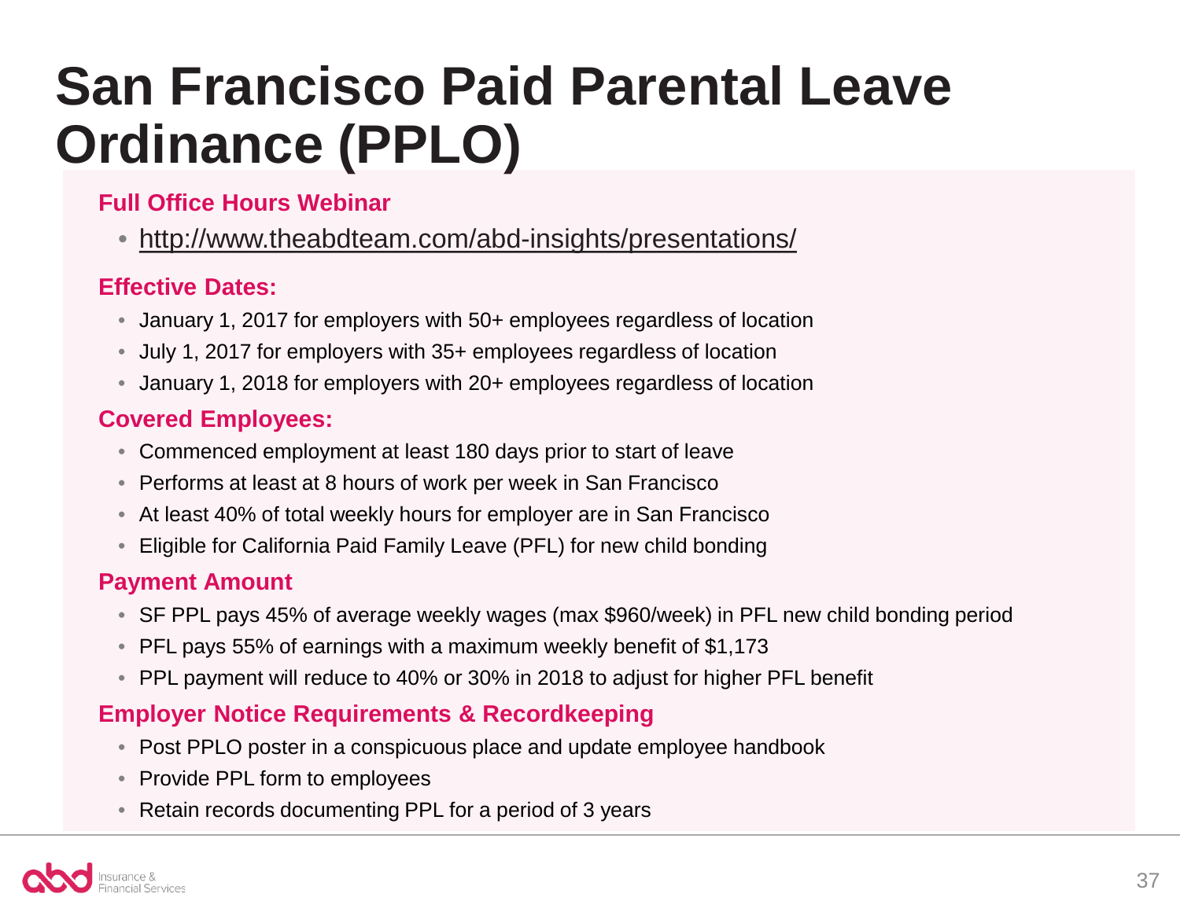# San Francisco Paid Parental Leave Ordinance (PPLO)

### Full Office Hours Webinar

- http://www.theabdteam.com/abd-insights/presentations/

### Effective Dates:

- January 1, 2017 for employers with 50+ employees regardless of location
- July 1, 2017 for employers with 35+ employees regardless of location
- January 1, 2018 for employers with 20+ employees regardless of location

### Covered Employees:

- Commenced employment at least 180 days prior to start of leave
- Performs at least at 8 hours of work per week in San Francisco
- At least 40% of total weekly hours for employer are in San Francisco
- Eligible for California Paid Family Leave (PFL) for new child bonding

### Payment Amount

- SF PPL pays 45% of average weekly wages (max $960/week) in PFL new child bonding period
- PFL pays 55% of earnings with a maximum weekly benefit of $1,173
- PPL payment will reduce to 40% or 30% in 2018 to adjust for higher PFL benefit

### Employer Notice Requirements & Recordkeeping

- Post PPLO poster in a conspicuous place and update employee handbook
- Provide PPL form to employees
- Retain records documenting PPL for a period of 3 years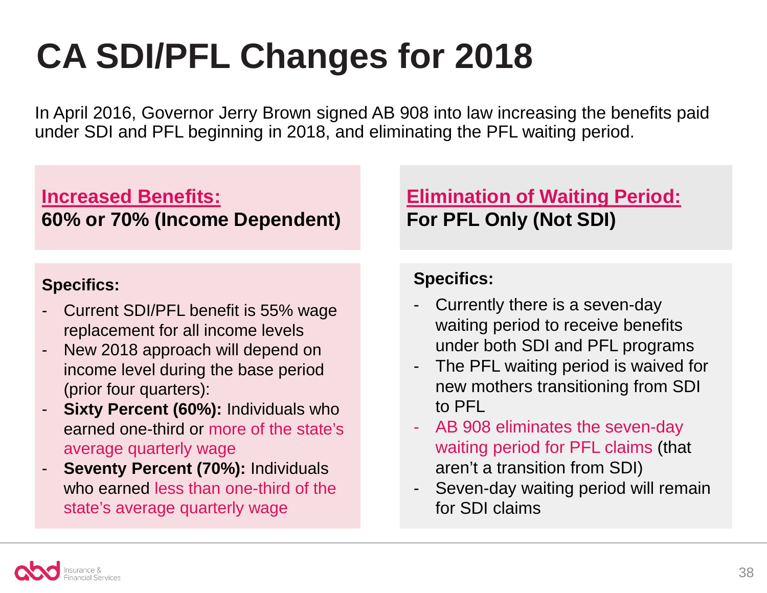# CA SDI/PFL Changes for 2018

In April 2016, Governor Jerry Brown signed AB 908 into law increasing the benefits paid under SDI and PFL beginning in 2018, and eliminating the PFL waiting period.

## Increased Benefits:

**60% or 70% (Income Dependent)**

**Specifics:**

- Current SDI/PFL benefit is 55% wage replacement for all income levels
- New 2018 approach will depend on income level during the base period (prior four quarters):
- **Sixty Percent (60%):** Individuals who earned one-third or more of the state's average quarterly wage
- **Seventy Percent (70%):** Individuals who earned less than one-third of the state's average quarterly wage

## Elimination of Waiting Period:

**For PFL Only (Not SDI)**

**Specifics:**

- Currently there is a seven-day waiting period to receive benefits under both SDI and PFL programs
- The PFL waiting period is waived for new mothers transitioning from SDI to PFL
- AB 908 eliminates the seven-day waiting period for PFL claims (that aren't a transition from SDI)
- Seven-day waiting period will remain for SDI claims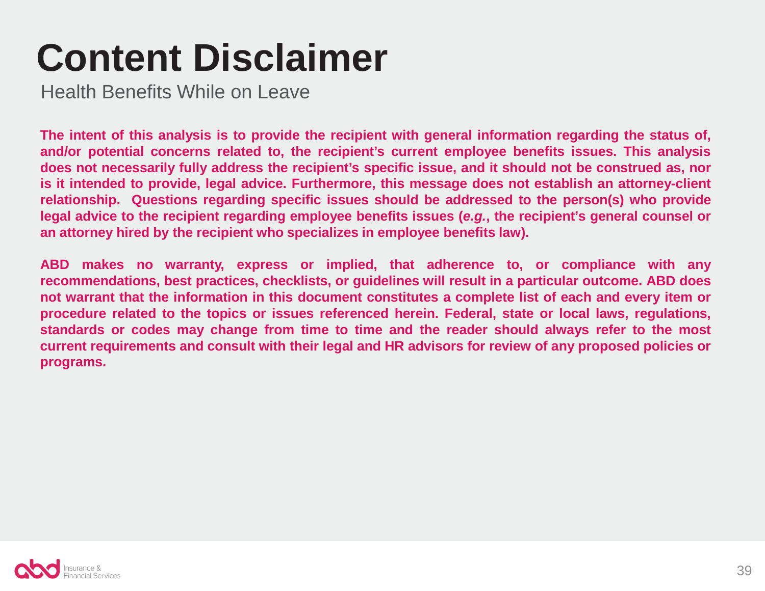# Content Disclaimer

Health Benefits While on Leave

**The intent of this analysis is to provide the recipient with general information regarding the status of, and/or potential concerns related to, the recipient's current employee benefits issues. This analysis does not necessarily fully address the recipient's specific issue, and it should not be construed as, nor is it intended to provide, legal advice. Furthermore, this message does not establish an attorney-client relationship. Questions regarding specific issues should be addressed to the person(s) who provide legal advice to the recipient regarding employee benefits issues (*e.g.*, the recipient's general counsel or an attorney hired by the recipient who specializes in employee benefits law).**

**ABD makes no warranty, express or implied, that adherence to, or compliance with any recommendations, best practices, checklists, or guidelines will result in a particular outcome. ABD does not warrant that the information in this document constitutes a complete list of each and every item or procedure related to the topics or issues referenced herein. Federal, state or local laws, regulations, standards or codes may change from time to time and the reader should always refer to the most current requirements and consult with their legal and HR advisors for review of any proposed policies or programs.**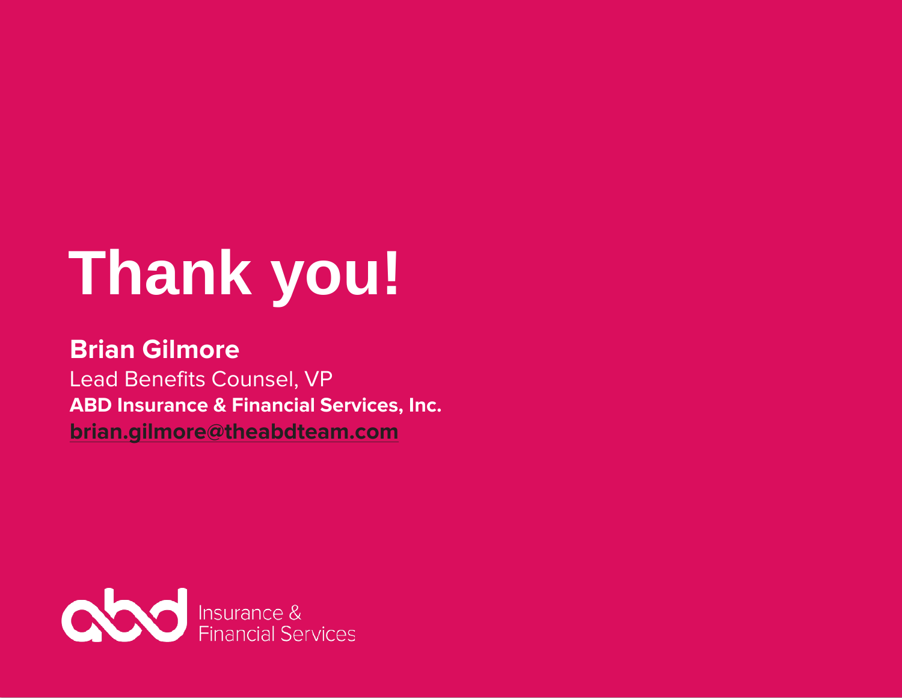# Thank you!

**Brian Gilmore**

Lead Benefits Counsel, VP

**ABD Insurance & Financial Services, Inc.**

**brian.gilmore@theabdteam.com**

Insurance & Financial Services